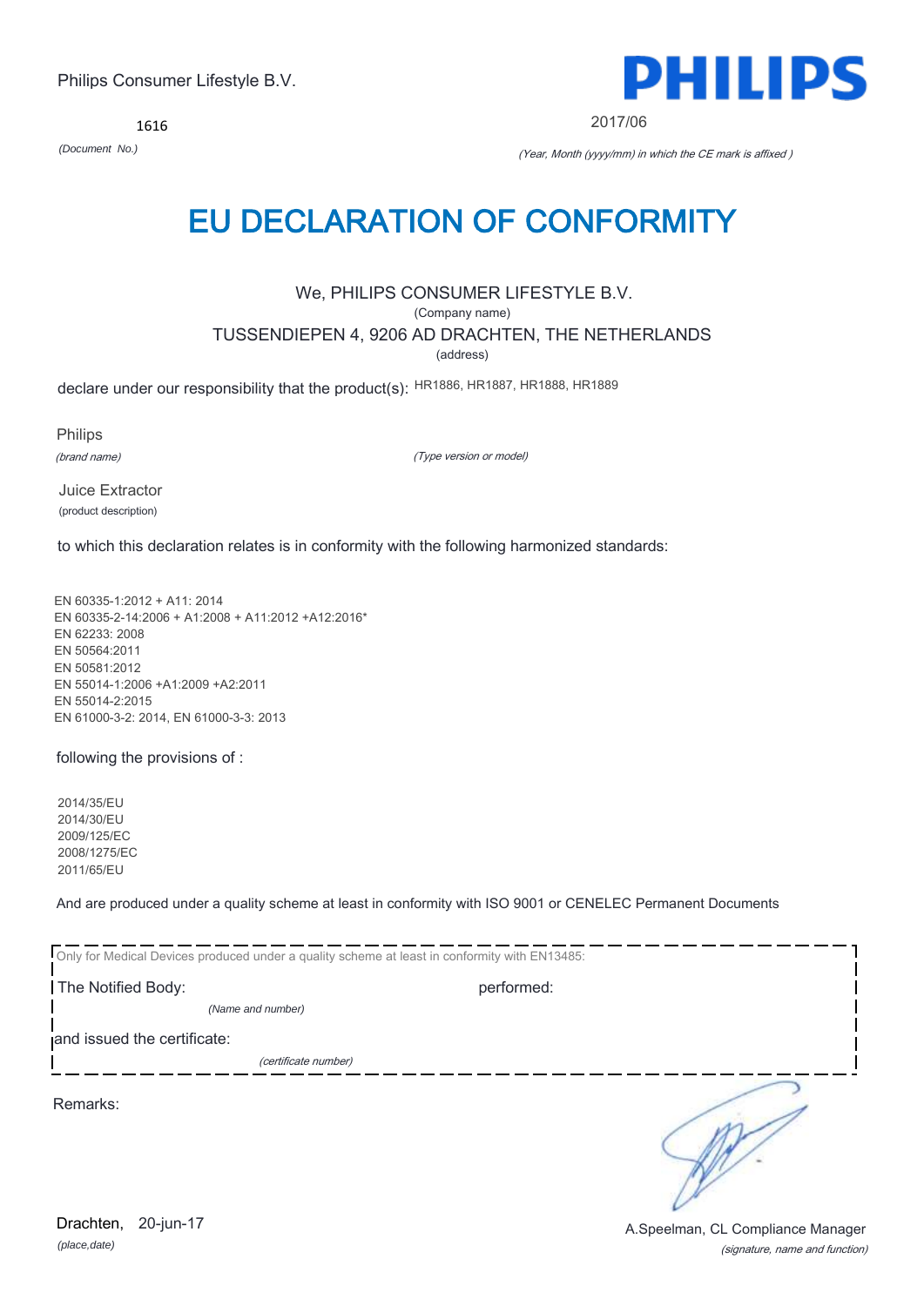Philips Consumer Lifestyle B.V.

1616

*(Document No.)*

PHILIPS

2017/06

*(Year, Month (yyyy/mm) in which the CE mark is affixed )*

# EU DECLARATION OF CONFORMITY

We, PHILIPS CONSUMER LIFESTYLE B.V.

(Company name)

TUSSENDIEPEN 4, 9206 AD DRACHTEN, THE NETHERLANDS

(address)

declare under our responsibility that the product(s): HR1886, HR1887, HR1888, HR1889

Philips

*(brand name)*

*(Type version or model)*

Juice Extractor

(product description)

to which this declaration relates is in conformity with the following harmonized standards:

EN 60335-1:2012 + A11: 2014
EN 60335-2-14:2006 + A1:2008 + A11:2012 +A12:2016*
EN 62233: 2008
EN 50564:2011
EN 50581:2012
EN 55014-1:2006 +A1:2009 +A2:2011
EN 55014-2:2015
EN 61000-3-2: 2014, EN 61000-3-3: 2013

following the provisions of :

2014/35/EU
2014/30/EU
2009/125/EC
2008/1275/EC
2011/65/EU

And are produced under a quality scheme at least in conformity with ISO 9001 or CENELEC Permanent Documents

Only for Medical Devices produced under a quality scheme at least in conformity with EN13485:

The Notified Body: performed:

*(Name and number)*

and issued the certificate:

*(certificate number)*

Remarks:

Drachten, 20-jun-17

*(place,date)*

A.Speelman, CL Compliance Manager

*(signature, name and function)*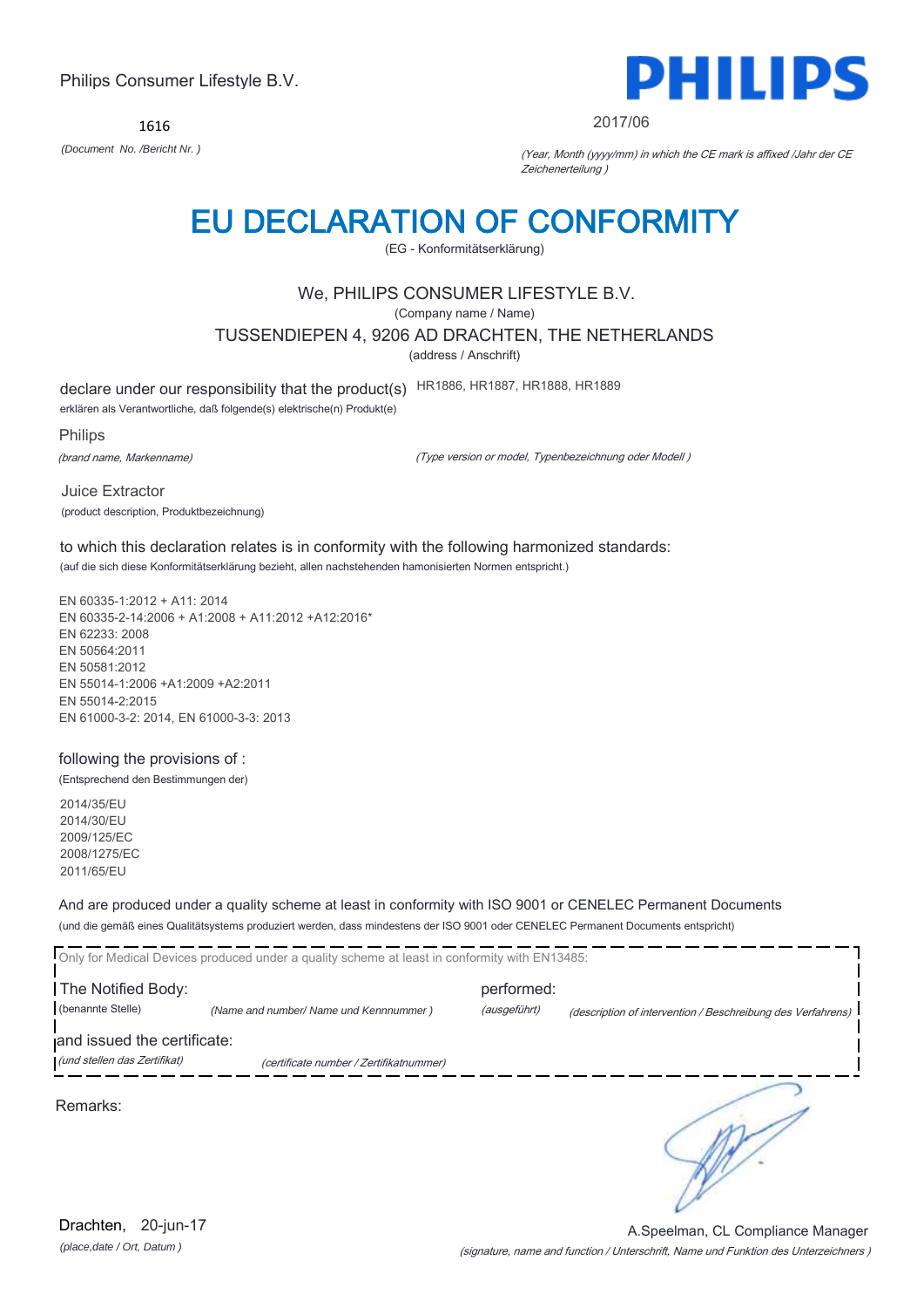Philips Consumer Lifestyle B.V.

1616

*(Document No. /Bericht Nr. )*

PHILIPS

2017/06

*(Year, Month (yyyy/mm) in which the CE mark is affixed /Jahr der CE Zeichenerteilung )*

# EU DECLARATION OF CONFORMITY

(EG - Konformitätserklärung)

We, PHILIPS CONSUMER LIFESTYLE B.V.

(Company name / Name)

TUSSENDIEPEN 4, 9206 AD DRACHTEN, THE NETHERLANDS

(address / Anschrift)

declare under our responsibility that the product(s) HR1886, HR1887, HR1888, HR1889

erklären als Verantwortliche, daß folgende(s) elektrische(n) Produkt(e)

Philips

*(brand name, Markenname)*

*(Type version or model, Typenbezeichnung oder Modell )*

Juice Extractor

(product description, Produktbezeichnung)

to which this declaration relates is in conformity with the following harmonized standards:

(auf die sich diese Konformitätserklärung bezieht, allen nachstehenden hamonisierten Normen entspricht.)

EN 60335-1:2012 + A11: 2014
EN 60335-2-14:2006 + A1:2008 + A11:2012 +A12:2016*
EN 62233: 2008
EN 50564:2011
EN 50581:2012
EN 55014-1:2006 +A1:2009 +A2:2011
EN 55014-2:2015
EN 61000-3-2: 2014, EN 61000-3-3: 2013

following the provisions of :

(Entsprechend den Bestimmungen der)

2014/35/EU
2014/30/EU
2009/125/EC
2008/1275/EC
2011/65/EU

And are produced under a quality scheme at least in conformity with ISO 9001 or CENELEC Permanent Documents

(und die gemäß eines Qualitätsystems produziert werden, dass mindestens der ISO 9001 oder CENELEC Permanent Documents entspricht)

Only for Medical Devices produced under a quality scheme at least in conformity with EN13485:

The Notified Body: (benannte Stelle) *(Name and number/ Name und Kennnummer )*

performed: *(ausgeführt)* *(description of intervention / Beschreibung des Verfahrens)*

and issued the certificate: *(und stellen das Zertifikat)* *(certificate number / Zertifikatnummer)*

Remarks:

Drachten, 20-jun-17

*(place,date / Ort, Datum )*

A.Speelman, CL Compliance Manager

*(signature, name and function / Unterschrift, Name und Funktion des Unterzeichners )*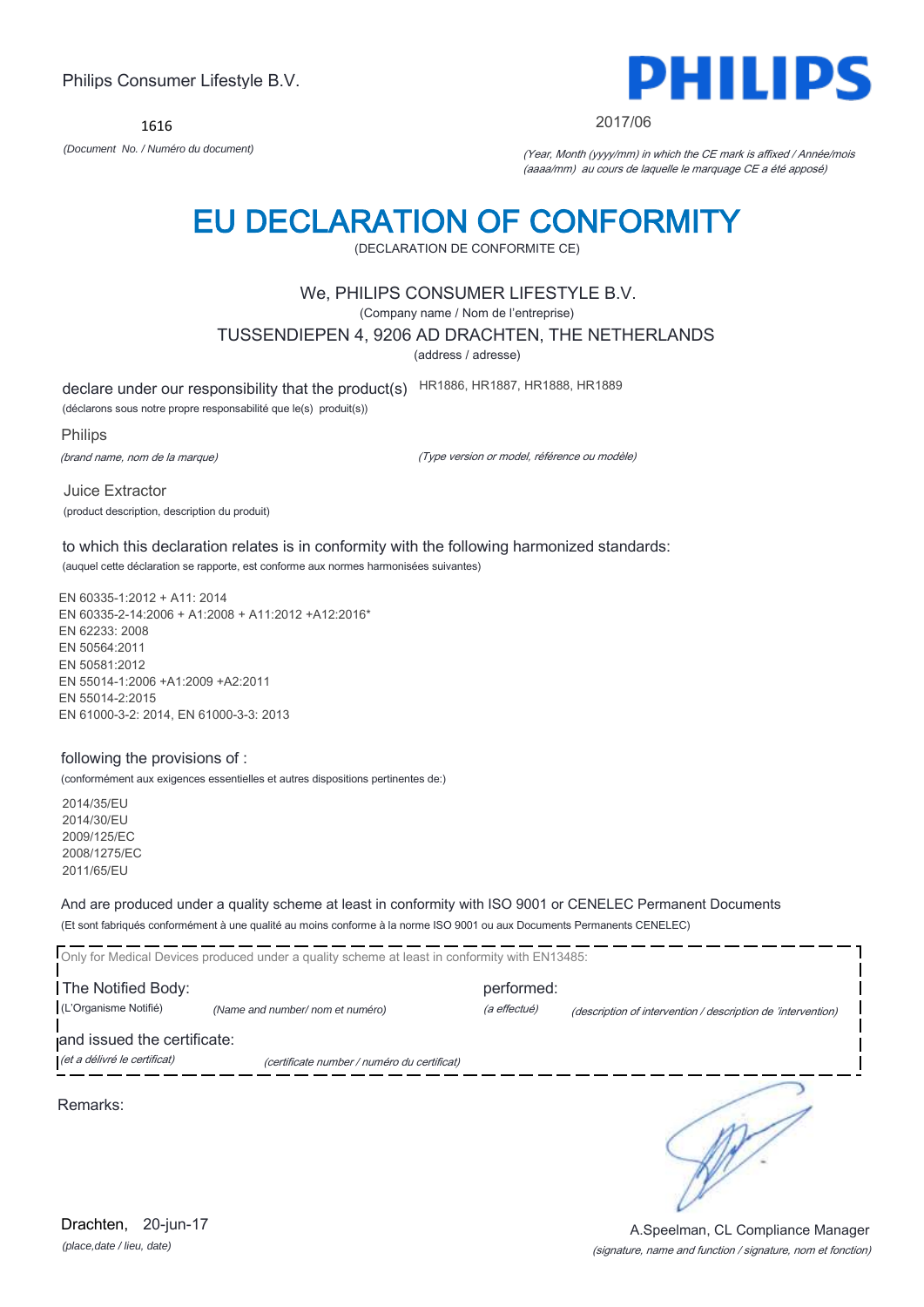Philips Consumer Lifestyle B.V.

PHILIPS

1616

*(Document No. / Numéro du document)*

2017/06

*(Year, Month (yyyy/mm) in which the CE mark is affixed / Année/mois (aaaa/mm) au cours de laquelle le marquage CE a été apposé)*

# EU DECLARATION OF CONFORMITY

(DECLARATION DE CONFORMITE CE)

We, PHILIPS CONSUMER LIFESTYLE B.V.

(Company name / Nom de l'entreprise)

TUSSENDIEPEN 4, 9206 AD DRACHTEN, THE NETHERLANDS

(address / adresse)

declare under our responsibility that the product(s) HR1886, HR1887, HR1888, HR1889

(déclarons sous notre propre responsabilité que le(s) produit(s))

Philips

*(brand name, nom de la marque)*

*(Type version or model, référence ou modèle)*

Juice Extractor

(product description, description du produit)

to which this declaration relates is in conformity with the following harmonized standards:

(auquel cette déclaration se rapporte, est conforme aux normes harmonisées suivantes)

EN 60335-1:2012 + A11: 2014
EN 60335-2-14:2006 + A1:2008 + A11:2012 +A12:2016*
EN 62233: 2008
EN 50564:2011
EN 50581:2012
EN 55014-1:2006 +A1:2009 +A2:2011
EN 55014-2:2015
EN 61000-3-2: 2014, EN 61000-3-3: 2013

following the provisions of :

(conformément aux exigences essentielles et autres dispositions pertinentes de:)

2014/35/EU
2014/30/EU
2009/125/EC
2008/1275/EC
2011/65/EU

And are produced under a quality scheme at least in conformity with ISO 9001 or CENELEC Permanent Documents

(Et sont fabriqués conformément à une qualité au moins conforme à la norme ISO 9001 ou aux Documents Permanents CENELEC)

Only for Medical Devices produced under a quality scheme at least in conformity with EN13485:

The Notified Body: performed:

(L'Organisme Notifié) *(Name and number/ nom et numéro)* *(a effectué)* *(description of intervention / description de 'intervention)*

and issued the certificate:

*(et a délivré le certificat)* *(certificate number / numéro du certificat)*

Remarks:

Drachten, 20-jun-17

*(place,date / lieu, date)*

A.Speelman, CL Compliance Manager

*(signature, name and function / signature, nom et fonction)*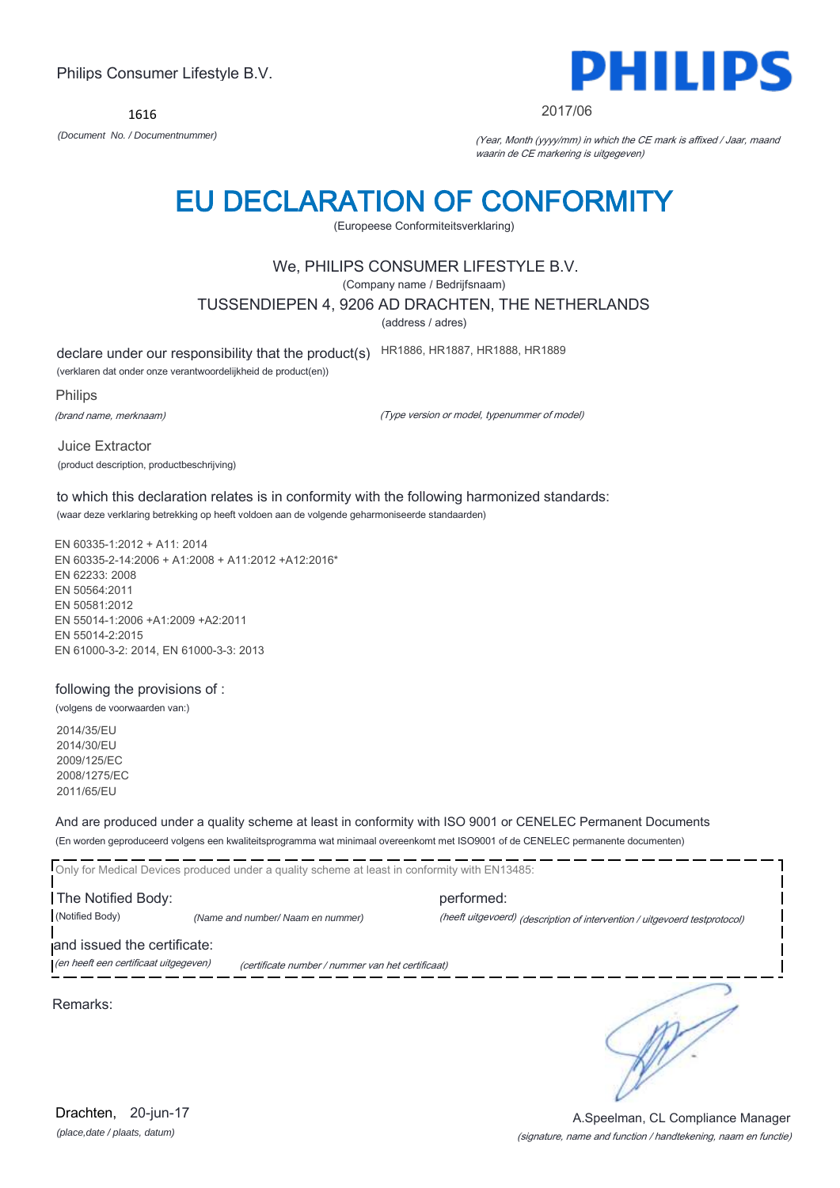Philips Consumer Lifestyle B.V.

**PHILIPS**

1616

*(Document No. / Documentnummer)*

2017/06

*(Year, Month (yyyy/mm) in which the CE mark is affixed / Jaar, maand waarin de CE markering is uitgegeven)*

# EU DECLARATION OF CONFORMITY

(Europeese Conformiteitsverklaring)

We, PHILIPS CONSUMER LIFESTYLE B.V.

(Company name / Bedrijfsnaam)

TUSSENDIEPEN 4, 9206 AD DRACHTEN, THE NETHERLANDS

(address / adres)

declare under our responsibility that the product(s) HR1886, HR1887, HR1888, HR1889

(verklaren dat onder onze verantwoordelijkheid de product(en))

Philips

*(brand name, merknaam)*

*(Type version or model, typenummer of model)*

Juice Extractor

(product description, productbeschrijving)

to which this declaration relates is in conformity with the following harmonized standards:

(waar deze verklaring betrekking op heeft voldoen aan de volgende geharmoniseerde standaarden)

EN 60335-1:2012 + A11: 2014
EN 60335-2-14:2006 + A1:2008 + A11:2012 +A12:2016*
EN 62233: 2008
EN 50564:2011
EN 50581:2012
EN 55014-1:2006 +A1:2009 +A2:2011
EN 55014-2:2015
EN 61000-3-2: 2014, EN 61000-3-3: 2013

following the provisions of :

(volgens de voorwaarden van:)

2014/35/EU
2014/30/EU
2009/125/EC
2008/1275/EC
2011/65/EU

And are produced under a quality scheme at least in conformity with ISO 9001 or CENELEC Permanent Documents

(En worden geproduceerd volgens een kwaliteitsprogramma wat minimaal overeenkomt met ISO9001 of de CENELEC permanente documenten)

Only for Medical Devices produced under a quality scheme at least in conformity with EN13485:

The Notified Body: performed:

(Notified Body) *(Name and number/ Naam en nummer)* *(heeft uitgevoerd) (description of intervention / uitgevoerd testprotocol)*

and issued the certificate:

*(en heeft een certificaat uitgegeven)* *(certificate number / nummer van het certificaat)*

Remarks:

Drachten, 20-jun-17

*(place,date / plaats, datum)*

A.Speelman, CL Compliance Manager

*(signature, name and function / handtekening, naam en functie)*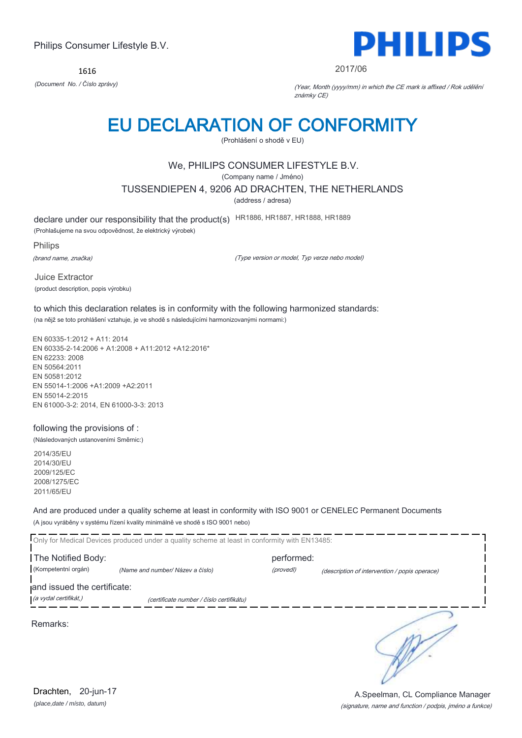Philips Consumer Lifestyle B.V.

1616

*(Document No. / Číslo zprávy)*

PHILIPS

2017/06

*(Year, Month (yyyy/mm) in which the CE mark is affixed / Rok udělění známky CE)*

# EU DECLARATION OF CONFORMITY

(Prohlášení o shodě v EU)

We, PHILIPS CONSUMER LIFESTYLE B.V.

(Company name / Jméno)

TUSSENDIEPEN 4, 9206 AD DRACHTEN, THE NETHERLANDS

(address / adresa)

declare under our responsibility that the product(s) HR1886, HR1887, HR1888, HR1889

(Prohlašujeme na svou odpovědnost, že elektrický výrobek)

Philips

*(brand name, značka)*

*(Type version or model, Typ verze nebo model)*

Juice Extractor

(product description, popis výrobku)

to which this declaration relates is in conformity with the following harmonized standards:

(na nějž se toto prohlášení vztahuje, je ve shodě s následujícími harmonizovanými normami:)

EN 60335-1:2012 + A11: 2014
EN 60335-2-14:2006 + A1:2008 + A11:2012 +A12:2016*
EN 62233: 2008
EN 50564:2011
EN 50581:2012
EN 55014-1:2006 +A1:2009 +A2:2011
EN 55014-2:2015
EN 61000-3-2: 2014, EN 61000-3-3: 2013

following the provisions of :

(Následovaných ustanoveními Směrnic:)

2014/35/EU
2014/30/EU
2009/125/EC
2008/1275/EC
2011/65/EU

And are produced under a quality scheme at least in conformity with ISO 9001 or CENELEC Permanent Documents

(A jsou vyráběny v systému řízení kvality minimálně ve shodě s ISO 9001 nebo)

Only for Medical Devices produced under a quality scheme at least in conformity with EN13485:

The Notified Body: performed:

(Kompetentní orgán) *(Name and number/ Název a číslo)* *(provedl)* *(description of intervention / popis operace)*

and issued the certificate:

*(a vydal certifikát,)* *(certificate number / číslo certifikátu)*

Remarks:

Drachten, 20-jun-17

*(place,date / místo, datum)*

A.Speelman, CL Compliance Manager

*(signature, name and function / podpis, jméno a funkce)*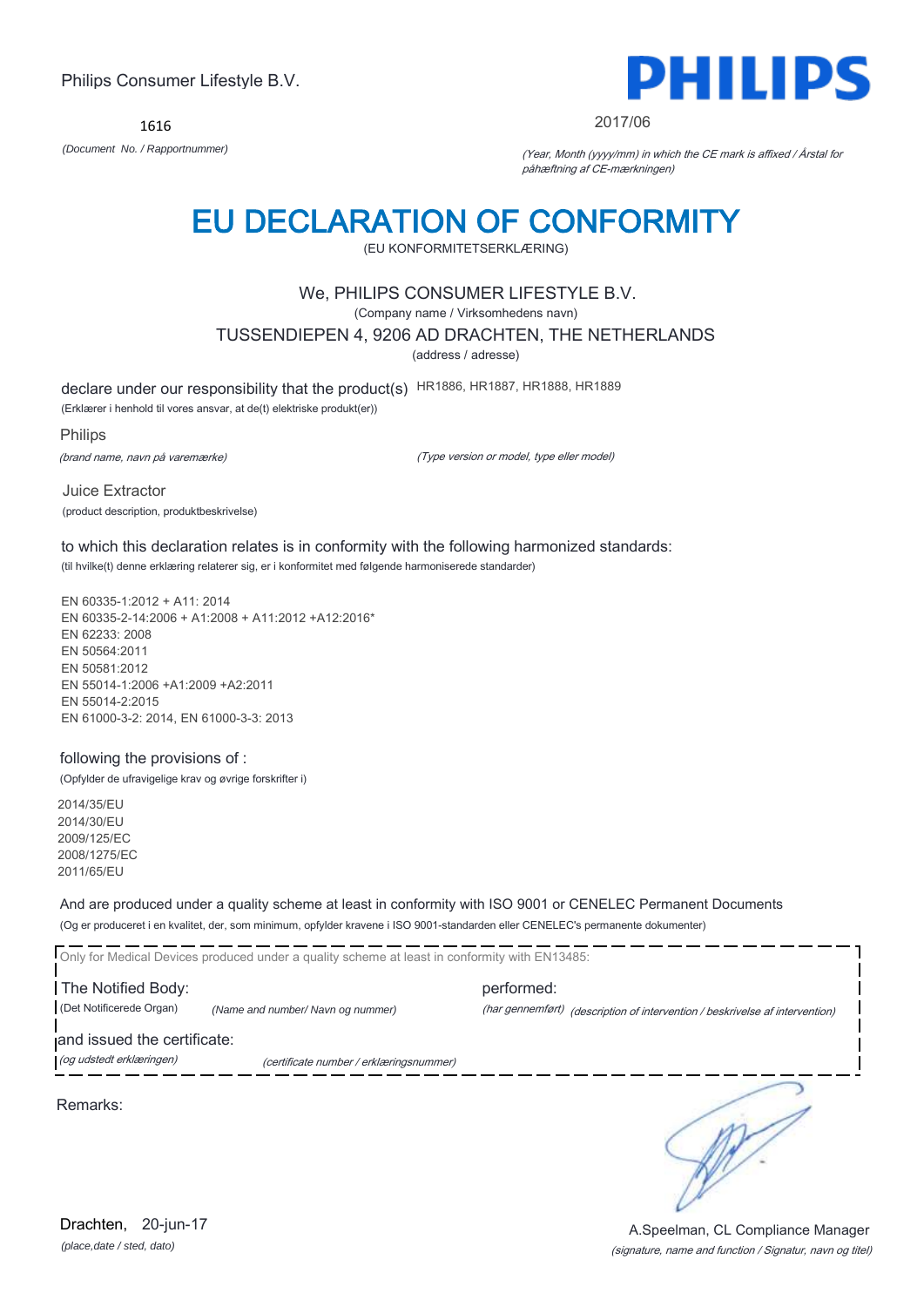Philips Consumer Lifestyle B.V.

**PHILIPS**

1616

*(Document No. / Rapportnummer)*

2017/06

*(Year, Month (yyyy/mm) in which the CE mark is affixed / Årstal for påhæftning af CE-mærkningen)*

# EU DECLARATION OF CONFORMITY

(EU KONFORMITETSERKLÆRING)

We, PHILIPS CONSUMER LIFESTYLE B.V.

(Company name / Virksomhedens navn)

TUSSENDIEPEN 4, 9206 AD DRACHTEN, THE NETHERLANDS

(address / adresse)

declare under our responsibility that the product(s) HR1886, HR1887, HR1888, HR1889

(Erklærer i henhold til vores ansvar, at de(t) elektriske produkt(er))

Philips

*(brand name, navn på varemærke)*

*(Type version or model, type eller model)*

Juice Extractor

(product description, produktbeskrivelse)

to which this declaration relates is in conformity with the following harmonized standards:

(til hvilke(t) denne erklæring relaterer sig, er i konformitet med følgende harmoniserede standarder)

EN 60335-1:2012 + A11: 2014
EN 60335-2-14:2006 + A1:2008 + A11:2012 +A12:2016*
EN 62233: 2008
EN 50564:2011
EN 50581:2012
EN 55014-1:2006 +A1:2009 +A2:2011
EN 55014-2:2015
EN 61000-3-2: 2014, EN 61000-3-3: 2013

following the provisions of :

(Opfylder de ufravigelige krav og øvrige forskrifter i)

2014/35/EU
2014/30/EU
2009/125/EC
2008/1275/EC
2011/65/EU

And are produced under a quality scheme at least in conformity with ISO 9001 or CENELEC Permanent Documents

(Og er produceret i en kvalitet, der, som minimum, opfylder kravene i ISO 9001-standarden eller CENELEC's permanente dokumenter)

Only for Medical Devices produced under a quality scheme at least in conformity with EN13485:

The Notified Body: performed:

(Det Notificerede Organ) *(Name and number/ Navn og nummer)* *(har gennemført)* *(description of intervention / beskrivelse af intervention)*

and issued the certificate:

*(og udstedt erklæringen)* *(certificate number / erklæringsnummer)*

Remarks:

Drachten, 20-jun-17

*(place,date / sted, dato)*

A.Speelman, CL Compliance Manager

*(signature, name and function / Signatur, navn og titel)*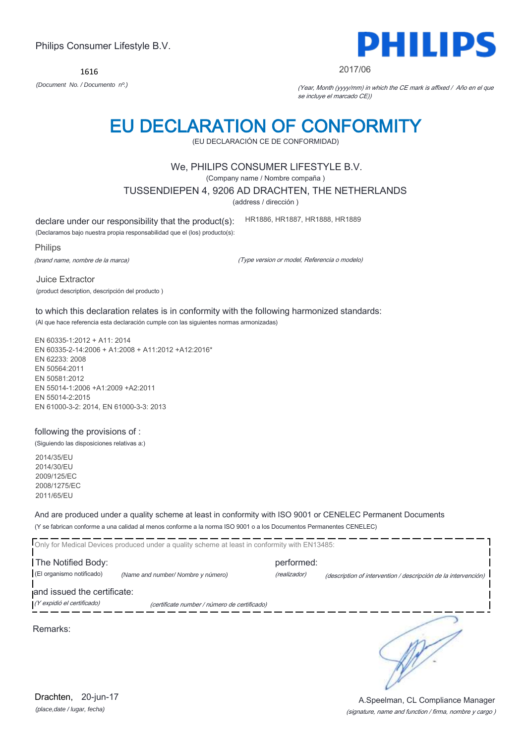Philips Consumer Lifestyle B.V.

**PHILIPS**

1616

*(Document No. / Documento nº.)*

2017/06

*(Year, Month (yyyy/mm) in which the CE mark is affixed / Año en el que se incluye el marcado CE))*

# EU DECLARATION OF CONFORMITY

(EU DECLARACIÓN CE DE CONFORMIDAD)

We, PHILIPS CONSUMER LIFESTYLE B.V.

(Company name / Nombre compaña )

TUSSENDIEPEN 4, 9206 AD DRACHTEN, THE NETHERLANDS

(address / dirección )

declare under our responsibility that the product(s): HR1886, HR1887, HR1888, HR1889

(Declaramos bajo nuestra propia responsabilidad que el (los) producto(s):

Philips

*(brand name, nombre de la marca)*

*(Type version or model, Referencia o modelo)*

Juice Extractor

(product description, descripción del producto )

to which this declaration relates is in conformity with the following harmonized standards:

(Al que hace referencia esta declaración cumple con las siguientes normas armonizadas)

EN 60335-1:2012 + A11: 2014
EN 60335-2-14:2006 + A1:2008 + A11:2012 +A12:2016*
EN 62233: 2008
EN 50564:2011
EN 50581:2012
EN 55014-1:2006 +A1:2009 +A2:2011
EN 55014-2:2015
EN 61000-3-2: 2014, EN 61000-3-3: 2013

following the provisions of :

(Siguiendo las disposiciones relativas a:)

2014/35/EU
2014/30/EU
2009/125/EC
2008/1275/EC
2011/65/EU

And are produced under a quality scheme at least in conformity with ISO 9001 or CENELEC Permanent Documents

(Y se fabrican conforme a una calidad al menos conforme a la norma ISO 9001 o a los Documentos Permanentes CENELEC)

Only for Medical Devices produced under a quality scheme at least in conformity with EN13485:

The Notified Body: performed:

(El organismo notificado) *(Name and number/ Nombre y número)* *(realizador)* *(description of intervention / descripción de la intervención)*

and issued the certificate:

*(Y expidió el certificado)* *(certificate number / número de certificado)*

Remarks:

Drachten, 20-jun-17

*(place,date / lugar, fecha)*

A.Speelman, CL Compliance Manager

*(signature, name and function / firma, nombre y cargo )*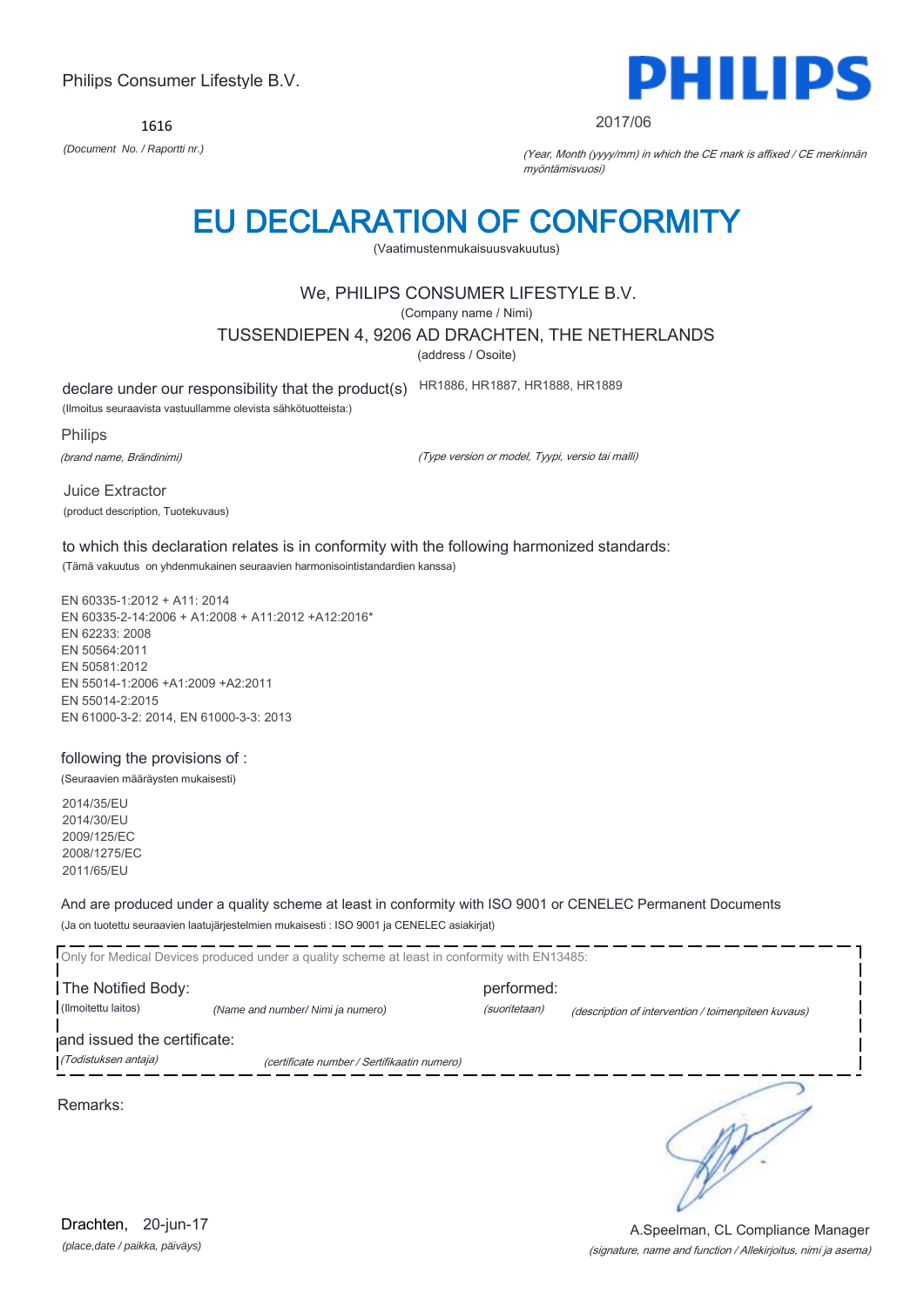Philips Consumer Lifestyle B.V.

1616

*(Document No. / Raportti nr.)*

**PHILIPS**

2017/06

*(Year, Month (yyyy/mm) in which the CE mark is affixed / CE merkinnän myöntämisvuosi)*

# EU DECLARATION OF CONFORMITY

(Vaatimustenmukaisuusvakuutus)

We, PHILIPS CONSUMER LIFESTYLE B.V.

(Company name / Nimi)

TUSSENDIEPEN 4, 9206 AD DRACHTEN, THE NETHERLANDS

(address / Osoite)

declare under our responsibility that the product(s) HR1886, HR1887, HR1888, HR1889

(Ilmoitus seuraavista vastuullamme olevista sähkötuotteista:)

Philips

*(brand name, Brändinimi)*

*(Type version or model, Tyypi, versio tai malli)*

Juice Extractor

(product description, Tuotekuvaus)

to which this declaration relates is in conformity with the following harmonized standards:

(Tämä vakuutus on yhdenmukainen seuraavien harmonisointistandardien kanssa)

EN 60335-1:2012 + A11: 2014
EN 60335-2-14:2006 + A1:2008 + A11:2012 +A12:2016*
EN 62233: 2008
EN 50564:2011
EN 50581:2012
EN 55014-1:2006 +A1:2009 +A2:2011
EN 55014-2:2015
EN 61000-3-2: 2014, EN 61000-3-3: 2013

following the provisions of :

(Seuraavien määräysten mukaisesti)

2014/35/EU
2014/30/EU
2009/125/EC
2008/1275/EC
2011/65/EU

And are produced under a quality scheme at least in conformity with ISO 9001 or CENELEC Permanent Documents

(Ja on tuotettu seuraavien laatujärjestelmien mukaisesti : ISO 9001 ja CENELEC asiakirjat)

Only for Medical Devices produced under a quality scheme at least in conformity with EN13485:

The Notified Body: (Ilmoitettu laitos) *(Name and number/ Nimi ja numero)*

performed: *(suoritetaan)* *(description of intervention / toimenpiteen kuvaus)*

and issued the certificate: *(Todistuksen antaja)* *(certificate number / Sertifikaatin numero)*

Remarks:

Drachten, 20-jun-17

*(place,date / paikka, päiväys)*

A.Speelman, CL Compliance Manager

*(signature, name and function / Allekirjoitus, nimi ja asema)*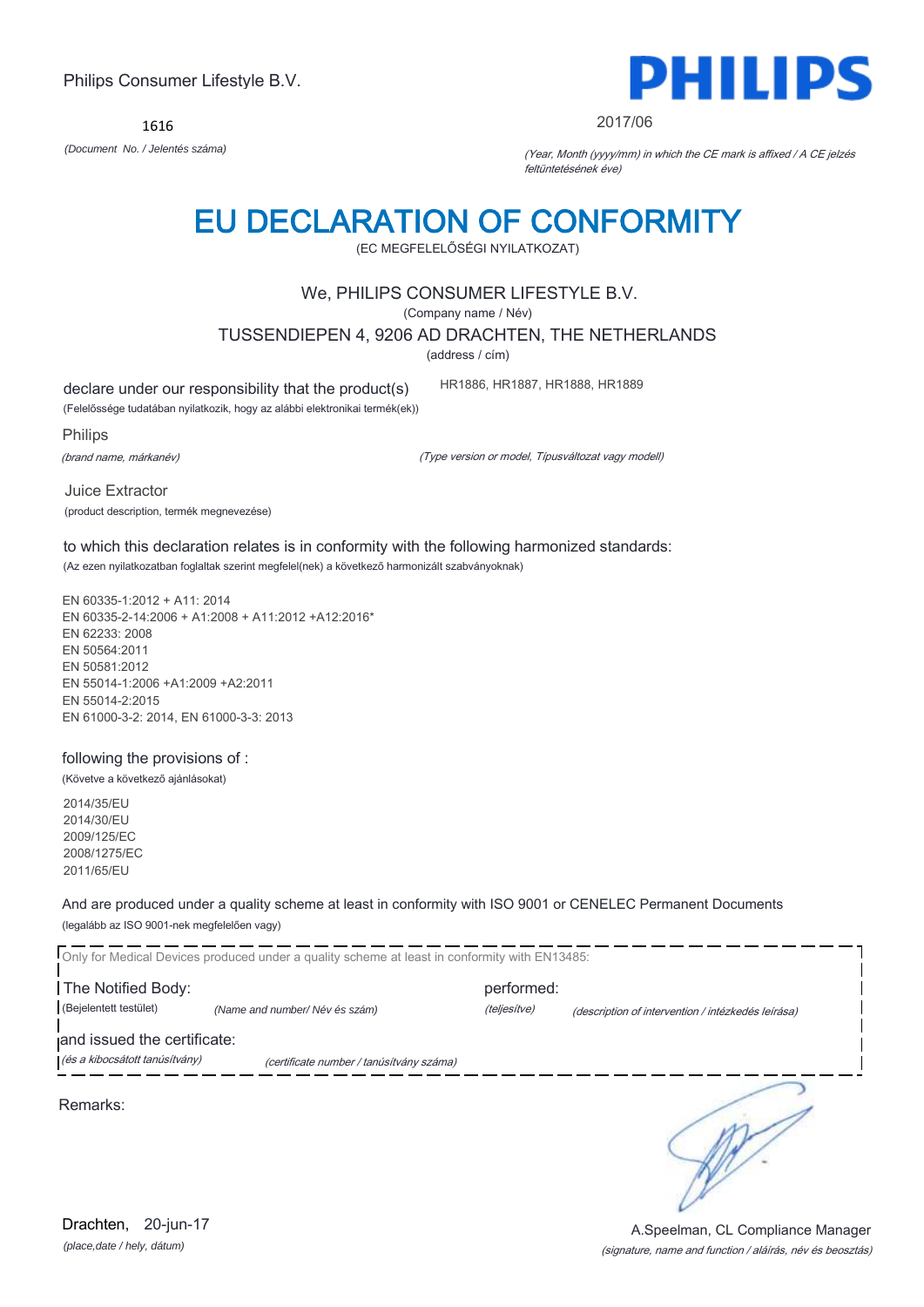Philips Consumer Lifestyle B.V.

1616

*(Document No. / Jelentés száma)*

2017/06

*(Year, Month (yyyy/mm) in which the CE mark is affixed / A CE jelzés feltüntetésének éve)*

# EU DECLARATION OF CONFORMITY

(EC MEGFELELŐSÉGI NYILATKOZAT)

We, PHILIPS CONSUMER LIFESTYLE B.V.

(Company name / Név)

TUSSENDIEPEN 4, 9206 AD DRACHTEN, THE NETHERLANDS

(address / cím)

declare under our responsibility that the product(s) HR1886, HR1887, HR1888, HR1889

(Felelőssége tudatában nyilatkozik, hogy az alábbi elektronikai termék(ek))

Philips

*(brand name, márkanév)*

*(Type version or model, Típusváltozat vagy modell)*

Juice Extractor

(product description, termék megnevezése)

to which this declaration relates is in conformity with the following harmonized standards:

(Az ezen nyilatkozatban foglaltak szerint megfelel(nek) a következő harmonizált szabványoknak)

EN 60335-1:2012 + A11: 2014
EN 60335-2-14:2006 + A1:2008 + A11:2012 +A12:2016*
EN 62233: 2008
EN 50564:2011
EN 50581:2012
EN 55014-1:2006 +A1:2009 +A2:2011
EN 55014-2:2015
EN 61000-3-2: 2014, EN 61000-3-3: 2013

following the provisions of :

(Követve a következő ajánlásokat)

2014/35/EU
2014/30/EU
2009/125/EC
2008/1275/EC
2011/65/EU

And are produced under a quality scheme at least in conformity with ISO 9001 or CENELEC Permanent Documents

(legalább az ISO 9001-nek megfelelően vagy)

Only for Medical Devices produced under a quality scheme at least in conformity with EN13485:

The Notified Body: performed:

(Bejelentett testület) *(Name and number/ Név és szám)* *(teljesítve)* *(description of intervention / intézkedés leírása)*

and issued the certificate:

*(és a kibocsátott tanúsítvány)* *(certificate number / tanúsítvány száma)*

Remarks:

Drachten, 20-jun-17

*(place,date / hely, dátum)*

A.Speelman, CL Compliance Manager

*(signature, name and function / aláírás, név és beosztás)*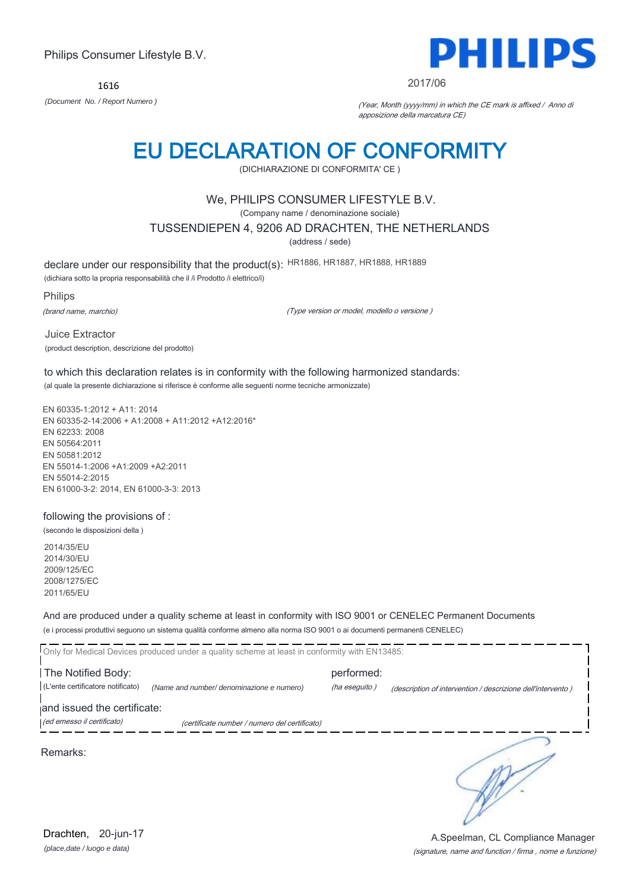Philips Consumer Lifestyle B.V.

**PHILIPS**

1616

*(Document No. / Report Numero )*

2017/06

*(Year, Month (yyyy/mm) in which the CE mark is affixed / Anno di apposizione della marcatura CE)*

# EU DECLARATION OF CONFORMITY

(DICHIARAZIONE DI CONFORMITA' CE )

We, PHILIPS CONSUMER LIFESTYLE B.V.

(Company name / denominazione sociale)

TUSSENDIEPEN 4, 9206 AD DRACHTEN, THE NETHERLANDS

(address / sede)

declare under our responsibility that the product(s): HR1886, HR1887, HR1888, HR1889

(dichiara sotto la propria responsabilità che il /i Prodotto /i elettrico/i)

Philips

*(brand name, marchio)*

*(Type version or model, modello o versione )*

Juice Extractor

(product description, descrizione del prodotto)

to which this declaration relates is in conformity with the following harmonized standards:

(al quale la presente dichiarazione si riferisce è conforme alle seguenti norme tecniche armonizzate)

EN 60335-1:2012 + A11: 2014
EN 60335-2-14:2006 + A1:2008 + A11:2012 +A12:2016*
EN 62233: 2008
EN 50564:2011
EN 50581:2012
EN 55014-1:2006 +A1:2009 +A2:2011
EN 55014-2:2015
EN 61000-3-2: 2014, EN 61000-3-3: 2013

following the provisions of :

(secondo le disposizioni della )

2014/35/EU
2014/30/EU
2009/125/EC
2008/1275/EC
2011/65/EU

And are produced under a quality scheme at least in conformity with ISO 9001 or CENELEC Permanent Documents

(e i processi produttivi seguono un sistema qualità conforme almeno alla norma ISO 9001 o ai documenti permanenti CENELEC)

Only for Medical Devices produced under a quality scheme at least in conformity with EN13485:

The Notified Body: performed:

(L'ente certificatore notificato) *(Name and number/ denominazione e numero)* *(ha eseguito )* *(description of intervention / descrizione dell'intervento )*

and issued the certificate:

*(ed emesso il certificato)* *(certificate number / numero del certificato)*

Remarks:

Drachten, 20-jun-17

*(place,date / luogo e data)*

A.Speelman, CL Compliance Manager

*(signature, name and function / firma , nome e funzione)*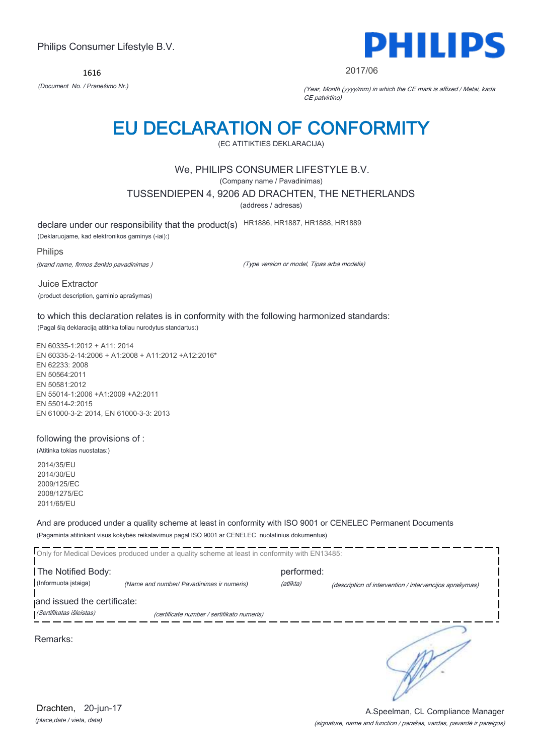Philips Consumer Lifestyle B.V.

1616

*(Document No. / Pranešimo Nr.)*

PHILIPS

2017/06

*(Year, Month (yyyy/mm) in which the CE mark is affixed / Metai, kada CE patvirtino)*

# EU DECLARATION OF CONFORMITY

(EC ATITIKTIES DEKLARACIJA)

We, PHILIPS CONSUMER LIFESTYLE B.V.

(Company name / Pavadinimas)

TUSSENDIEPEN 4, 9206 AD DRACHTEN, THE NETHERLANDS

(address / adresas)

declare under our responsibility that the product(s) HR1886, HR1887, HR1888, HR1889

(Deklaruojame, kad elektronikos gaminys (-iai):)

Philips

*(brand name, firmos ženklo pavadinimas )* *(Type version or model, Tipas arba modelis)*

Juice Extractor

(product description, gaminio aprašymas)

to which this declaration relates is in conformity with the following harmonized standards:

(Pagal šią deklaraciją atitinka toliau nurodytus standartus:)

EN 60335-1:2012 + A11: 2014
EN 60335-2-14:2006 + A1:2008 + A11:2012 +A12:2016*
EN 62233: 2008
EN 50564:2011
EN 50581:2012
EN 55014-1:2006 +A1:2009 +A2:2011
EN 55014-2:2015
EN 61000-3-2: 2014, EN 61000-3-3: 2013

following the provisions of :

(Atitinka tokias nuostatas:)

2014/35/EU
2014/30/EU
2009/125/EC
2008/1275/EC
2011/65/EU

And are produced under a quality scheme at least in conformity with ISO 9001 or CENELEC Permanent Documents

(Pagaminta atitinkant visus kokybės reikalavimus pagal ISO 9001 ar CENELEC nuolatinius dokumentus)

Only for Medical Devices produced under a quality scheme at least in conformity with EN13485:

The Notified Body: performed:

(Informuota įstaiga) *(Name and number/ Pavadinimas ir numeris)* *(atlikta)* *(description of intervention / intervencijos aprašymas)*

and issued the certificate:

*(Sertifikatas išleistas)* *(certificate number / sertifikato numeris)*

Remarks:

Drachten, 20-jun-17

*(place,date / vieta, data)*

A.Speelman, CL Compliance Manager

*(signature, name and function / parašas, vardas, pavardė ir pareigos)*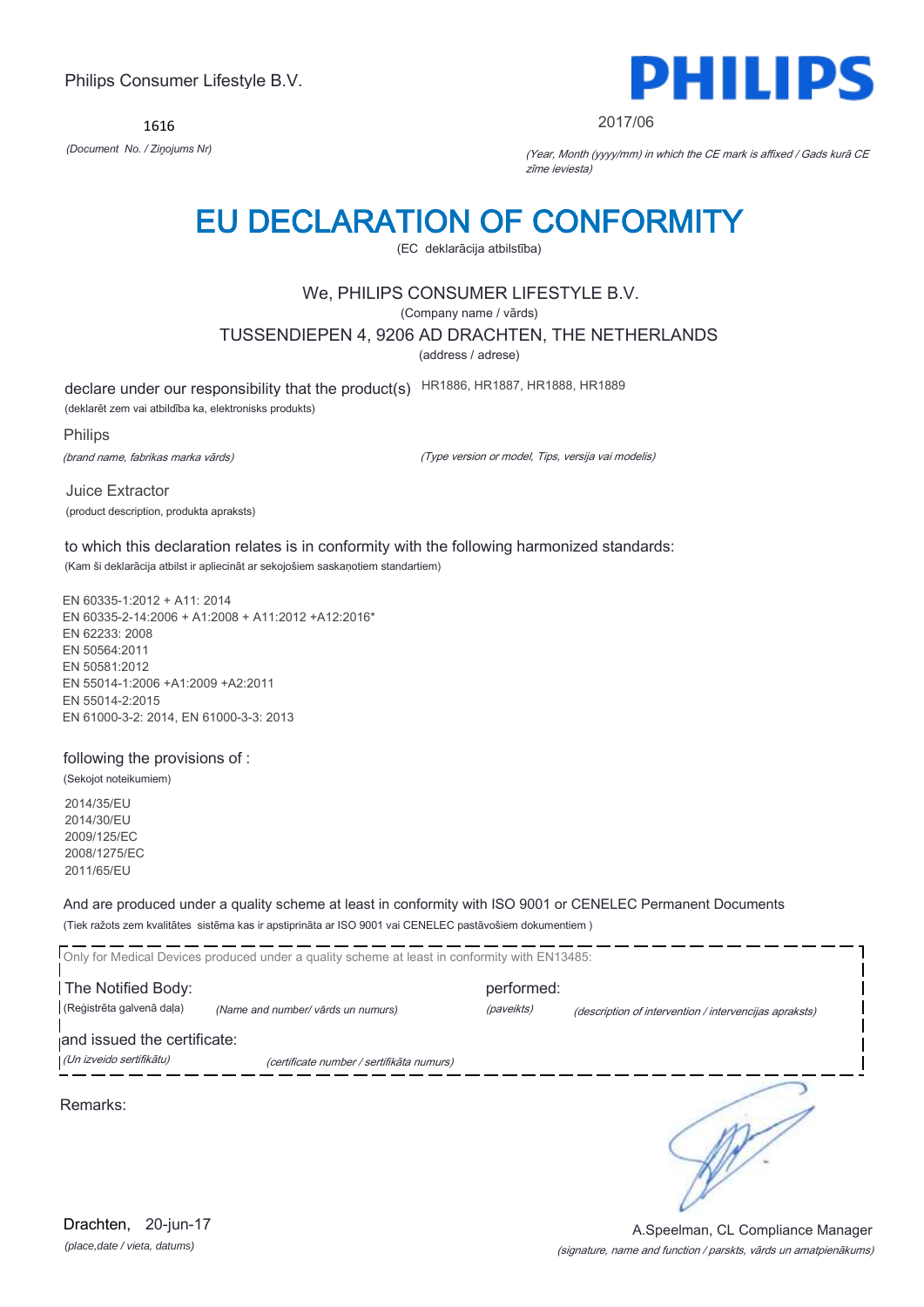Philips Consumer Lifestyle B.V.

1616

*(Document No. / Ziņojums Nr)*

2017/06

*(Year, Month (yyyy/mm) in which the CE mark is affixed / Gads kurā CE zīme ieviesta)*

# EU DECLARATION OF CONFORMITY

(EC deklarācija atbilstība)

We, PHILIPS CONSUMER LIFESTYLE B.V.

(Company name / vārds)

TUSSENDIEPEN 4, 9206 AD DRACHTEN, THE NETHERLANDS

(address / adrese)

declare under our responsibility that the product(s) HR1886, HR1887, HR1888, HR1889

(deklarēt zem vai atbildība ka, elektronisks produkts)

Philips

*(brand name, fabrikas marka vārds)*

*(Type version or model, Tips, versija vai modelis)*

Juice Extractor

(product description, produkta apraksts)

to which this declaration relates is in conformity with the following harmonized standards:

(Kam ši deklarācija atbilst ir apliecināt ar sekojošiem saskaņotiem standartiem)

EN 60335-1:2012 + A11: 2014
EN 60335-2-14:2006 + A1:2008 + A11:2012 +A12:2016*
EN 62233: 2008
EN 50564:2011
EN 50581:2012
EN 55014-1:2006 +A1:2009 +A2:2011
EN 55014-2:2015
EN 61000-3-2: 2014, EN 61000-3-3: 2013

following the provisions of :

(Sekojot noteikumiem)

2014/35/EU
2014/30/EU
2009/125/EC
2008/1275/EC
2011/65/EU

And are produced under a quality scheme at least in conformity with ISO 9001 or CENELEC Permanent Documents

(Tiek ražots zem kvalitātes sistēma kas ir apstiprināta ar ISO 9001 vai CENELEC pastāvošiem dokumentiem )

Only for Medical Devices produced under a quality scheme at least in conformity with EN13485:

The Notified Body: performed:

(Reģistrēta galvenā daļa) *(Name and number/ vārds un numurs)* *(paveikts)* *(description of intervention / intervencijas apraksts)*

and issued the certificate:

*(Un izveido sertifikātu)* *(certificate number / sertifikāta numurs)*

Remarks:

Drachten, 20-jun-17

*(place,date / vieta, datums)*

A.Speelman, CL Compliance Manager

*(signature, name and function / parskts, vārds un amatpienākums)*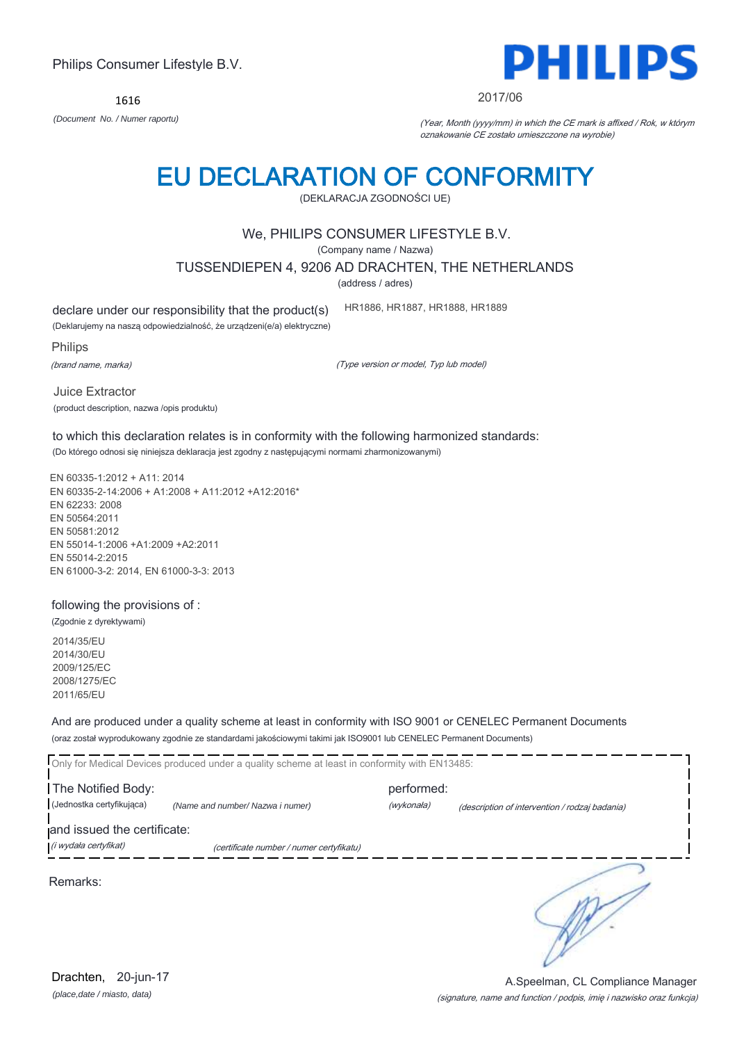Philips Consumer Lifestyle B.V.

PHILIPS

1616

*(Document No. / Numer raportu)*

2017/06

*(Year, Month (yyyy/mm) in which the CE mark is affixed / Rok, w którym oznakowanie CE zostało umieszczone na wyrobie)*

# EU DECLARATION OF CONFORMITY

(DEKLARACJA ZGODNOŚCI UE)

We, PHILIPS CONSUMER LIFESTYLE B.V.

(Company name / Nazwa)

TUSSENDIEPEN 4, 9206 AD DRACHTEN, THE NETHERLANDS

(address / adres)

declare under our responsibility that the product(s) HR1886, HR1887, HR1888, HR1889

(Deklarujemy na naszą odpowiedzialność, że urządzeni(e/a) elektryczne)

Philips

*(brand name, marka)*

*(Type version or model, Typ lub model)*

Juice Extractor

(product description, nazwa /opis produktu)

to which this declaration relates is in conformity with the following harmonized standards:

(Do którego odnosi się niniejsza deklaracja jest zgodny z następującymi normami zharmonizowanymi)

EN 60335-1:2012 + A11: 2014
EN 60335-2-14:2006 + A1:2008 + A11:2012 +A12:2016*
EN 62233: 2008
EN 50564:2011
EN 50581:2012
EN 55014-1:2006 +A1:2009 +A2:2011
EN 55014-2:2015
EN 61000-3-2: 2014, EN 61000-3-3: 2013

following the provisions of :

(Zgodnie z dyrektywami)

2014/35/EU
2014/30/EU
2009/125/EC
2008/1275/EC
2011/65/EU

And are produced under a quality scheme at least in conformity with ISO 9001 or CENELEC Permanent Documents

(oraz został wyprodukowany zgodnie ze standardami jakościowymi takimi jak ISO9001 lub CENELEC Permanent Documents)

Only for Medical Devices produced under a quality scheme at least in conformity with EN13485:

The Notified Body: performed:

(Jednostka certyfikująca) *(Name and number/ Nazwa i numer)* *(wykonała)* *(description of intervention / rodzaj badania)*

and issued the certificate:

*(i wydała certyfikat)* *(certificate number / numer certyfikatu)*

Remarks:

Drachten, 20-jun-17

*(place,date / miasto, data)*

A.Speelman, CL Compliance Manager

*(signature, name and function / podpis, imię i nazwisko oraz funkcja)*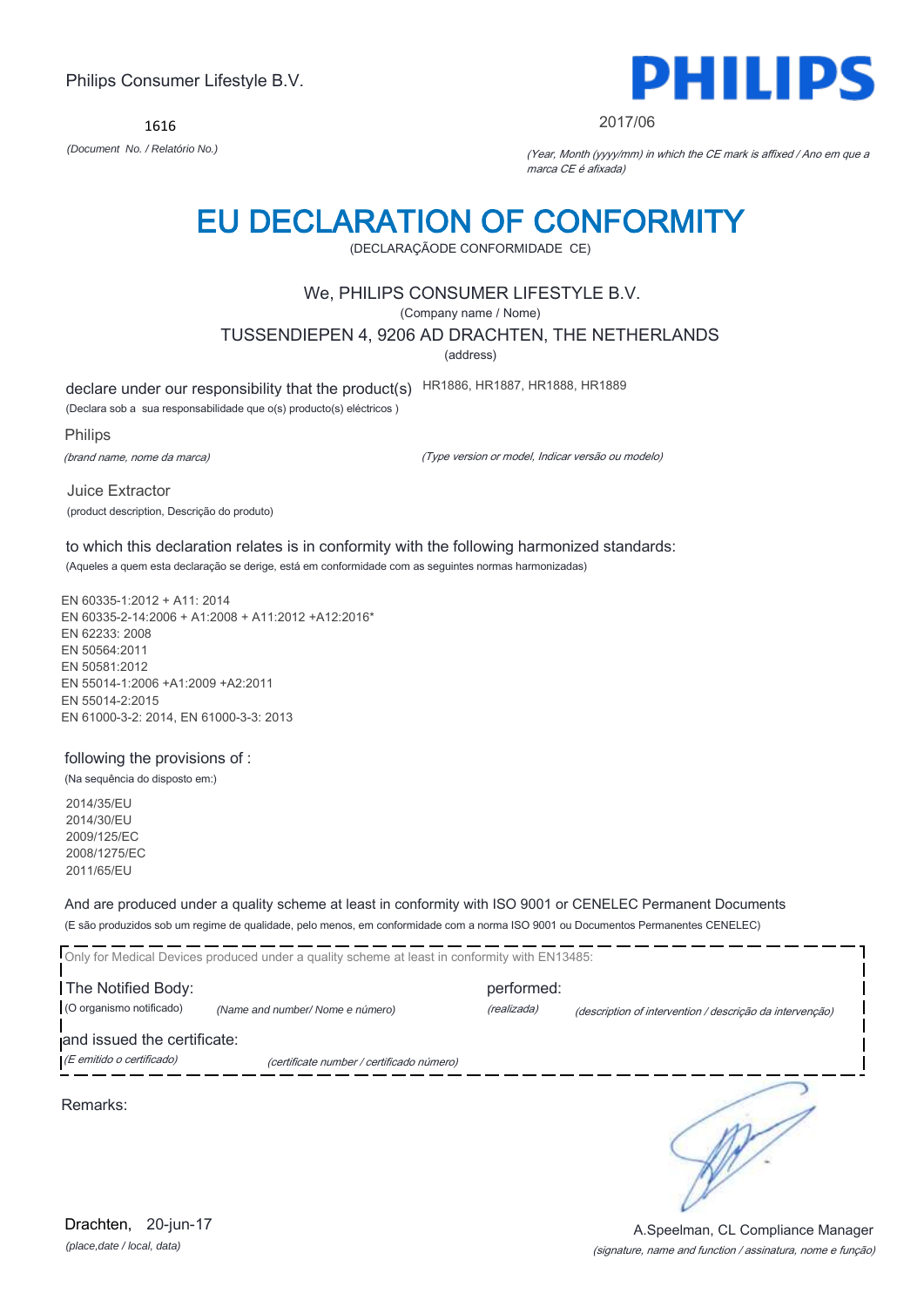Philips Consumer Lifestyle B.V.

1616

*(Document No. / Relatório No.)*

**PHILIPS**

2017/06

*(Year, Month (yyyy/mm) in which the CE mark is affixed / Ano em que a marca CE é afixada)*

# EU DECLARATION OF CONFORMITY

(DECLARAÇÃODE CONFORMIDADE CE)

We, PHILIPS CONSUMER LIFESTYLE B.V.

(Company name / Nome)

TUSSENDIEPEN 4, 9206 AD DRACHTEN, THE NETHERLANDS

(address)

declare under our responsibility that the product(s) HR1886, HR1887, HR1888, HR1889

(Declara sob a sua responsabilidade que o(s) producto(s) eléctricos )

Philips

*(brand name, nome da marca)*

*(Type version or model, Indicar versão ou modelo)*

Juice Extractor

(product description, Descrição do produto)

to which this declaration relates is in conformity with the following harmonized standards:

(Aqueles a quem esta declaração se derige, está em conformidade com as seguintes normas harmonizadas)

EN 60335-1:2012 + A11: 2014
EN 60335-2-14:2006 + A1:2008 + A11:2012 +A12:2016*
EN 62233: 2008
EN 50564:2011
EN 50581:2012
EN 55014-1:2006 +A1:2009 +A2:2011
EN 55014-2:2015
EN 61000-3-2: 2014, EN 61000-3-3: 2013

following the provisions of :

(Na sequência do disposto em:)

2014/35/EU
2014/30/EU
2009/125/EC
2008/1275/EC
2011/65/EU

And are produced under a quality scheme at least in conformity with ISO 9001 or CENELEC Permanent Documents

(E são produzidos sob um regime de qualidade, pelo menos, em conformidade com a norma ISO 9001 ou Documentos Permanentes CENELEC)

Only for Medical Devices produced under a quality scheme at least in conformity with EN13485:

The Notified Body: performed:

(O organismo notificado) *(Name and number/ Nome e número)* *(realizada)* *(description of intervention / descrição da intervenção)*

and issued the certificate:

*(E emitido o certificado)* *(certificate number / certificado número)*

Remarks:

Drachten, 20-jun-17

*(place,date / local, data)*

A.Speelman, CL Compliance Manager

*(signature, name and function / assinatura, nome e função)*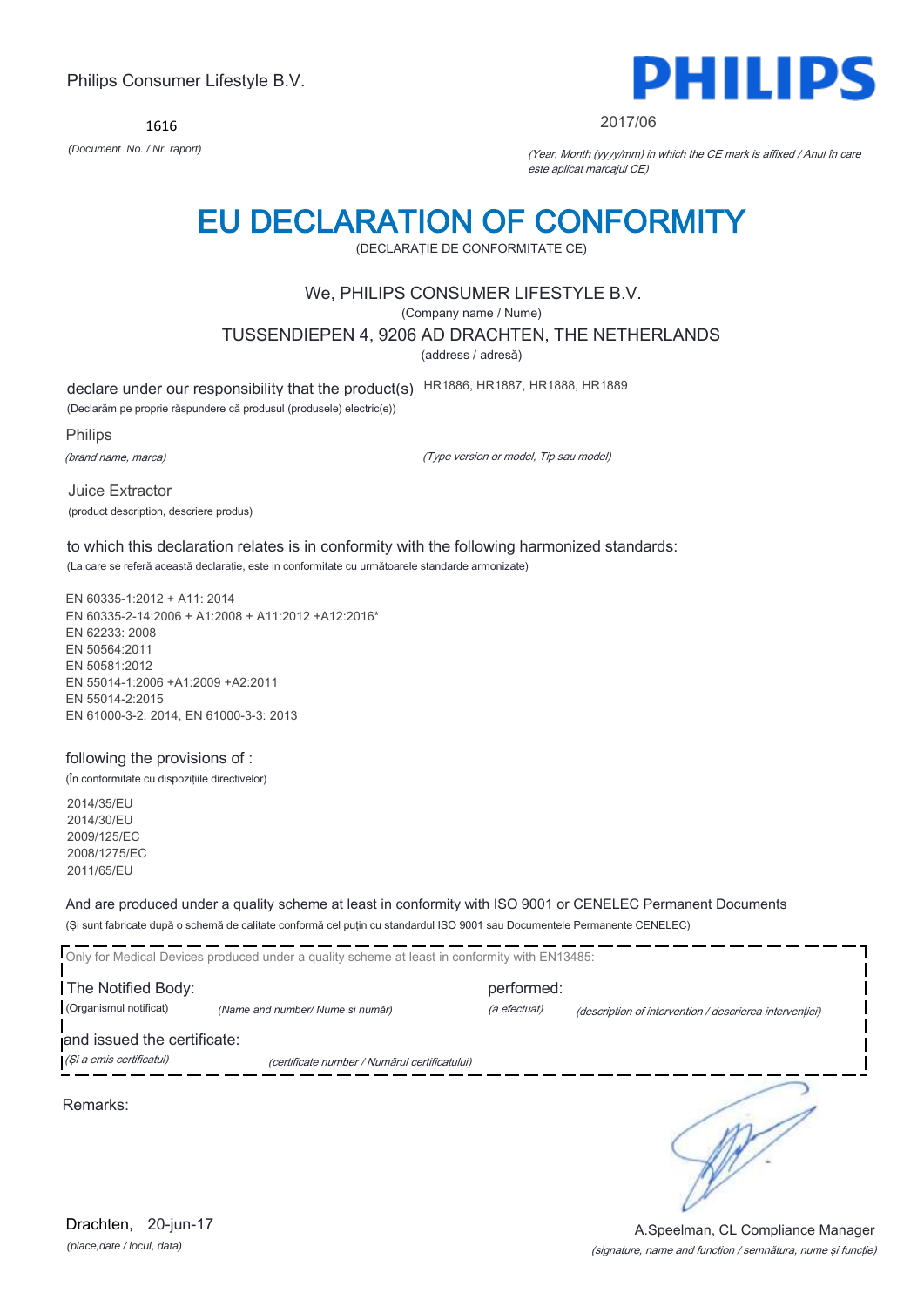Philips Consumer Lifestyle B.V.

1616

*(Document No. / Nr. raport)*

PHILIPS

2017/06

*(Year, Month (yyyy/mm) in which the CE mark is affixed / Anul în care este aplicat marcajul CE)*

# EU DECLARATION OF CONFORMITY

(DECLARAȚIE DE CONFORMITATE CE)

We, PHILIPS CONSUMER LIFESTYLE B.V.

(Company name / Nume)

TUSSENDIEPEN 4, 9206 AD DRACHTEN, THE NETHERLANDS

(address / adresă)

declare under our responsibility that the product(s) HR1886, HR1887, HR1888, HR1889

(Declarăm pe proprie răspundere că produsul (produsele) electric(e))

Philips

*(brand name, marca)*

*(Type version or model, Tip sau model)*

Juice Extractor

(product description, descriere produs)

to which this declaration relates is in conformity with the following harmonized standards:

(La care se referă această declarație, este in conformitate cu următoarele standarde armonizate)

EN 60335-1:2012 + A11: 2014
EN 60335-2-14:2006 + A1:2008 + A11:2012 +A12:2016*
EN 62233: 2008
EN 50564:2011
EN 50581:2012
EN 55014-1:2006 +A1:2009 +A2:2011
EN 55014-2:2015
EN 61000-3-2: 2014, EN 61000-3-3: 2013

following the provisions of :

(În conformitate cu dispozițiile directivelor)

2014/35/EU
2014/30/EU
2009/125/EC
2008/1275/EC
2011/65/EU

And are produced under a quality scheme at least in conformity with ISO 9001 or CENELEC Permanent Documents

(Și sunt fabricate după o schemă de calitate conformă cel puțin cu standardul ISO 9001 sau Documentele Permanente CENELEC)

Only for Medical Devices produced under a quality scheme at least in conformity with EN13485:

The Notified Body: performed:

(Organismul notificat) *(Name and number/ Nume si număr)* *(a efectuat)* *(description of intervention / descrierea intervenției)*

and issued the certificate:

*(Și a emis certificatul)* *(certificate number / Numărul certificatului)*

Remarks:

Drachten, 20-jun-17

*(place,date / locul, data)*

A.Speelman, CL Compliance Manager

*(signature, name and function / semnătura, nume și funcție)*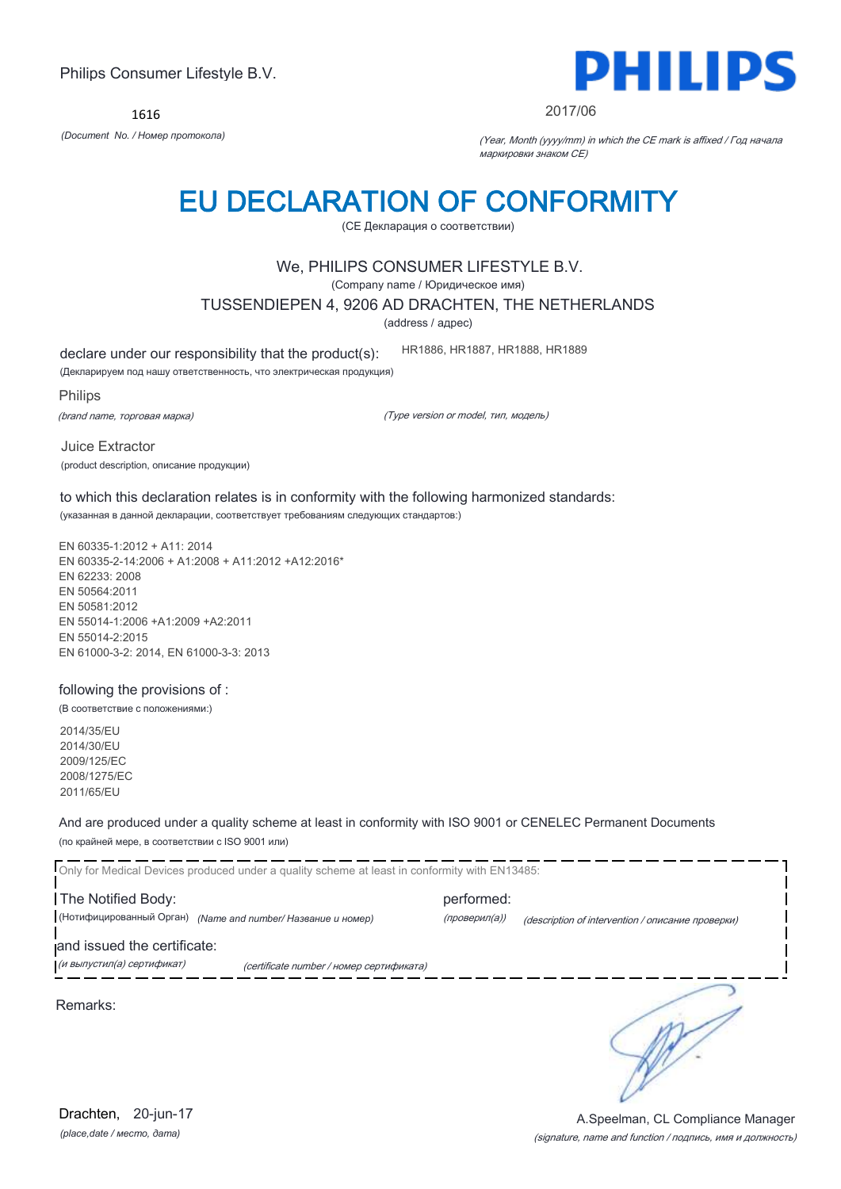Philips Consumer Lifestyle B.V.

1616

*(Document No. / Номер протокола)*

PHILIPS

2017/06

*(Year, Month (yyyy/mm) in which the CE mark is affixed / Год начала маркировки знаком CE)*

# EU DECLARATION OF CONFORMITY

(СЕ Декларация о соответствии)

We, PHILIPS CONSUMER LIFESTYLE B.V.

(Company name / Юридическое имя)

TUSSENDIEPEN 4, 9206 AD DRACHTEN, THE NETHERLANDS

(address / адрес)

declare under our responsibility that the product(s): HR1886, HR1887, HR1888, HR1889

(Декларируем под нашу ответственность, что электрическая продукция)

Philips

*(brand name, торговая марка)* *(Type version or model, тип, модель)*

Juice Extractor

(product description, описание продукции)

to which this declaration relates is in conformity with the following harmonized standards:

(указанная в данной декларации, соответствует требованиям следующих стандартов:)

EN 60335-1:2012 + A11: 2014
EN 60335-2-14:2006 + A1:2008 + A11:2012 +A12:2016*
EN 62233: 2008
EN 50564:2011
EN 50581:2012
EN 55014-1:2006 +A1:2009 +A2:2011
EN 55014-2:2015
EN 61000-3-2: 2014, EN 61000-3-3: 2013

following the provisions of :

(В соответствие с положениями:)

2014/35/EU
2014/30/EU
2009/125/EC
2008/1275/EC
2011/65/EU

And are produced under a quality scheme at least in conformity with ISO 9001 or CENELEC Permanent Documents

(по крайней мере, в соответствии с ISO 9001 или)

Only for Medical Devices produced under a quality scheme at least in conformity with EN13485:

The Notified Body: performed:

(Нотифицированный Орган) *(Name and number/ Название и номер)* *(проверил(а))* *(description of intervention / описание проверки)*

and issued the certificate:

*(и выпустил(а) сертификат)* *(certificate number / номер сертификата)*

Remarks:

Drachten, 20-jun-17

*(place,date / место, дата)*

A.Speelman, CL Compliance Manager

*(signature, name and function / подпись, имя и должность)*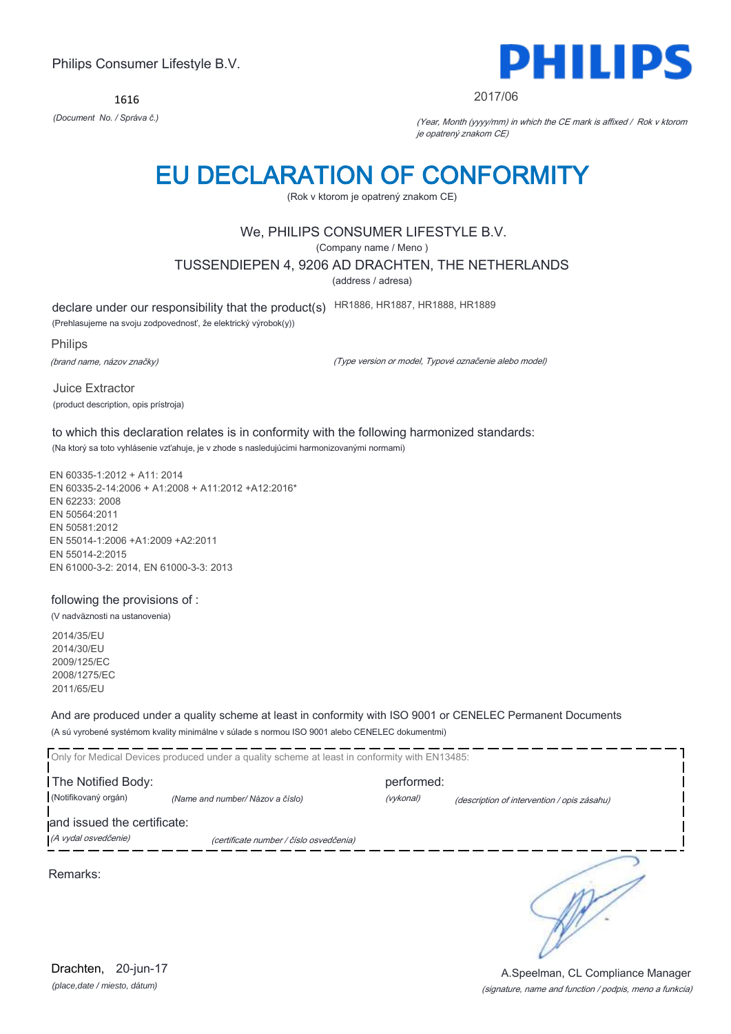Philips Consumer Lifestyle B.V.

1616

*(Document No. / Správa č.)*

PHILIPS

2017/06

*(Year, Month (yyyy/mm) in which the CE mark is affixed / Rok v ktorom je opatrený znakom CE)*

# EU DECLARATION OF CONFORMITY

(Rok v ktorom je opatrený znakom CE)

We, PHILIPS CONSUMER LIFESTYLE B.V.

(Company name / Meno )

TUSSENDIEPEN 4, 9206 AD DRACHTEN, THE NETHERLANDS

(address / adresa)

declare under our responsibility that the product(s) HR1886, HR1887, HR1888, HR1889

(Prehlasujeme na svoju zodpovednosť, že elektrický výrobok(y))

Philips

*(brand name, názov značky)*

*(Type version or model, Typové označenie alebo model)*

Juice Extractor

(product description, opis prístroja)

to which this declaration relates is in conformity with the following harmonized standards:

(Na ktorý sa toto vyhlásenie vzťahuje, je v zhode s nasledujúcimi harmonizovanými normami)

EN 60335-1:2012 + A11: 2014
EN 60335-2-14:2006 + A1:2008 + A11:2012 +A12:2016*
EN 62233: 2008
EN 50564:2011
EN 50581:2012
EN 55014-1:2006 +A1:2009 +A2:2011
EN 55014-2:2015
EN 61000-3-2: 2014, EN 61000-3-3: 2013

following the provisions of :

(V nadväznosti na ustanovenia)

2014/35/EU
2014/30/EU
2009/125/EC
2008/1275/EC
2011/65/EU

And are produced under a quality scheme at least in conformity with ISO 9001 or CENELEC Permanent Documents

(A sú vyrobené systémom kvality minimálne v súlade s normou ISO 9001 alebo CENELEC dokumentmi)

Only for Medical Devices produced under a quality scheme at least in conformity with EN13485:

The Notified Body: performed:

(Notifikovaný orgán) *(Name and number/ Názov a číslo)* *(vykonal)* *(description of intervention / opis zásahu)*

and issued the certificate:

*(A vydal osvedčenie)* *(certificate number / číslo osvedčenia)*

Remarks:

Drachten, 20-jun-17

*(place,date / miesto, dátum)*

A.Speelman, CL Compliance Manager

*(signature, name and function / podpis, meno a funkcia)*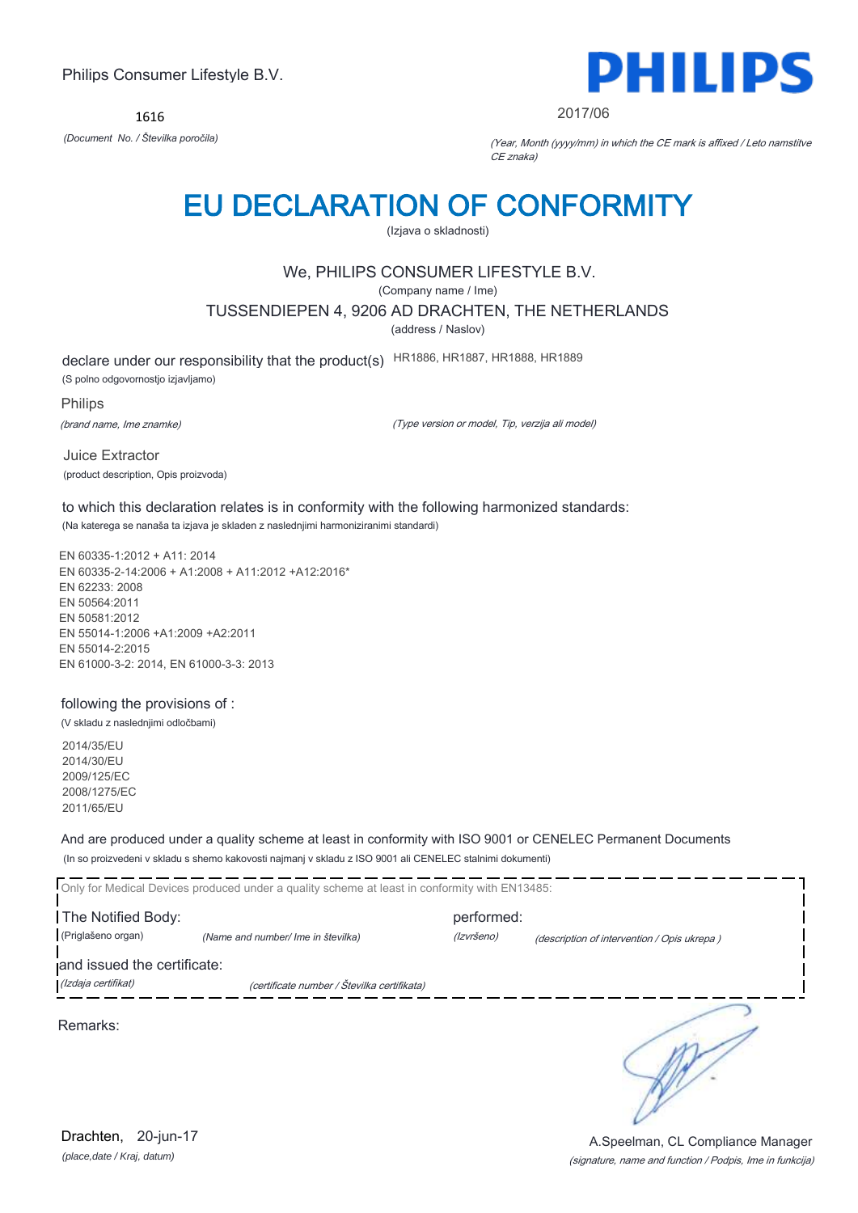Philips Consumer Lifestyle B.V.

PHILIPS

1616

*(Document No. / Številka poročila)*

2017/06

*(Year, Month (yyyy/mm) in which the CE mark is affixed / Leto namstitve CE znaka)*

# EU DECLARATION OF CONFORMITY

(Izjava o skladnosti)

We, PHILIPS CONSUMER LIFESTYLE B.V.

(Company name / Ime)

TUSSENDIEPEN 4, 9206 AD DRACHTEN, THE NETHERLANDS

(address / Naslov)

declare under our responsibility that the product(s) HR1886, HR1887, HR1888, HR1889

(S polno odgovornostjo izjavljamo)

Philips

*(brand name, Ime znamke)*

*(Type version or model, Tip, verzija ali model)*

Juice Extractor

(product description, Opis proizvoda)

to which this declaration relates is in conformity with the following harmonized standards:

(Na katerega se nanaša ta izjava je skladen z naslednjimi harmoniziranimi standardi)

EN 60335-1:2012 + A11: 2014
EN 60335-2-14:2006 + A1:2008 + A11:2012 +A12:2016*
EN 62233: 2008
EN 50564:2011
EN 50581:2012
EN 55014-1:2006 +A1:2009 +A2:2011
EN 55014-2:2015
EN 61000-3-2: 2014, EN 61000-3-3: 2013

following the provisions of :

(V skladu z naslednjimi odločbami)

2014/35/EU
2014/30/EU
2009/125/EC
2008/1275/EC
2011/65/EU

And are produced under a quality scheme at least in conformity with ISO 9001 or CENELEC Permanent Documents

(In so proizvedeni v skladu s shemo kakovosti najmanj v skladu z ISO 9001 ali CENELEC stalnimi dokumenti)

Only for Medical Devices produced under a quality scheme at least in conformity with EN13485:

The Notified Body: (Priglašeno organ) *(Name and number/ Ime in številka)*

performed: *(Izvršeno)* *(description of intervention / Opis ukrepa )*

and issued the certificate: *(Izdaja certifikat)* *(certificate number / Številka certifikata)*

Remarks:

Drachten, 20-jun-17

*(place,date / Kraj, datum)*

A.Speelman, CL Compliance Manager

*(signature, name and function / Podpis, Ime in funkcija)*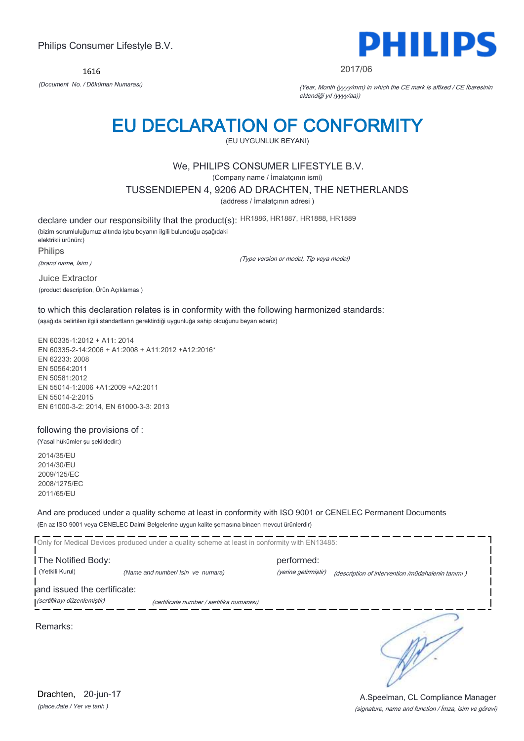Philips Consumer Lifestyle B.V.

1616

*(Document No. / Döküman Numarası)*

PHILIPS

2017/06

*(Year, Month (yyyy/mm) in which the CE mark is affixed / CE İbaresinin eklendiği yıl (yyyy/aa))*

# EU DECLARATION OF CONFORMITY

(EU UYGUNLUK BEYANI)

We, PHILIPS CONSUMER LIFESTYLE B.V.

(Company name / İmalatçının ismi)

TUSSENDIEPEN 4, 9206 AD DRACHTEN, THE NETHERLANDS

(address / İmalatçının adresi )

declare under our responsibility that the product(s): HR1886, HR1887, HR1888, HR1889

(bizim sorumluluğumuz altında işbu beyanın ilgili bulunduğu aşağıdaki elektrikli ürünün:)

Philips

*(brand name, İsim )*

*(Type version or model, Tip veya model)*

Juice Extractor

(product description, Ürün Açıklamas )

to which this declaration relates is in conformity with the following harmonized standards:

(aşağıda belirtilen ilgili standartların gerektirdiği uygunluğa sahip olduğunu beyan ederiz)

EN 60335-1:2012 + A11: 2014
EN 60335-2-14:2006 + A1:2008 + A11:2012 +A12:2016*
EN 62233: 2008
EN 50564:2011
EN 50581:2012
EN 55014-1:2006 +A1:2009 +A2:2011
EN 55014-2:2015
EN 61000-3-2: 2014, EN 61000-3-3: 2013

following the provisions of :

(Yasal hükümler şu şekildedir:)

2014/35/EU
2014/30/EU
2009/125/EC
2008/1275/EC
2011/65/EU

And are produced under a quality scheme at least in conformity with ISO 9001 or CENELEC Permanent Documents

(En az ISO 9001 veya CENELEC Daimi Belgelerine uygun kalite şemasına binaen mevcut ürünlerdir)

Only for Medical Devices produced under a quality scheme at least in conformity with EN13485:

The Notified Body: (Yetkili Kurul) *(Name and number/ Isin ve numara)*

performed: *(yerine getirmiştir)* *(description of intervention /müdahalenin tanımı )*

and issued the certificate: *(sertifikayı düzenlemiştir)* *(certificate number / sertifika numarası)*

Remarks:

Drachten, 20-jun-17

*(place,date / Yer ve tarih )*

A.Speelman, CL Compliance Manager

*(signature, name and function / İmza, isim ve görevi)*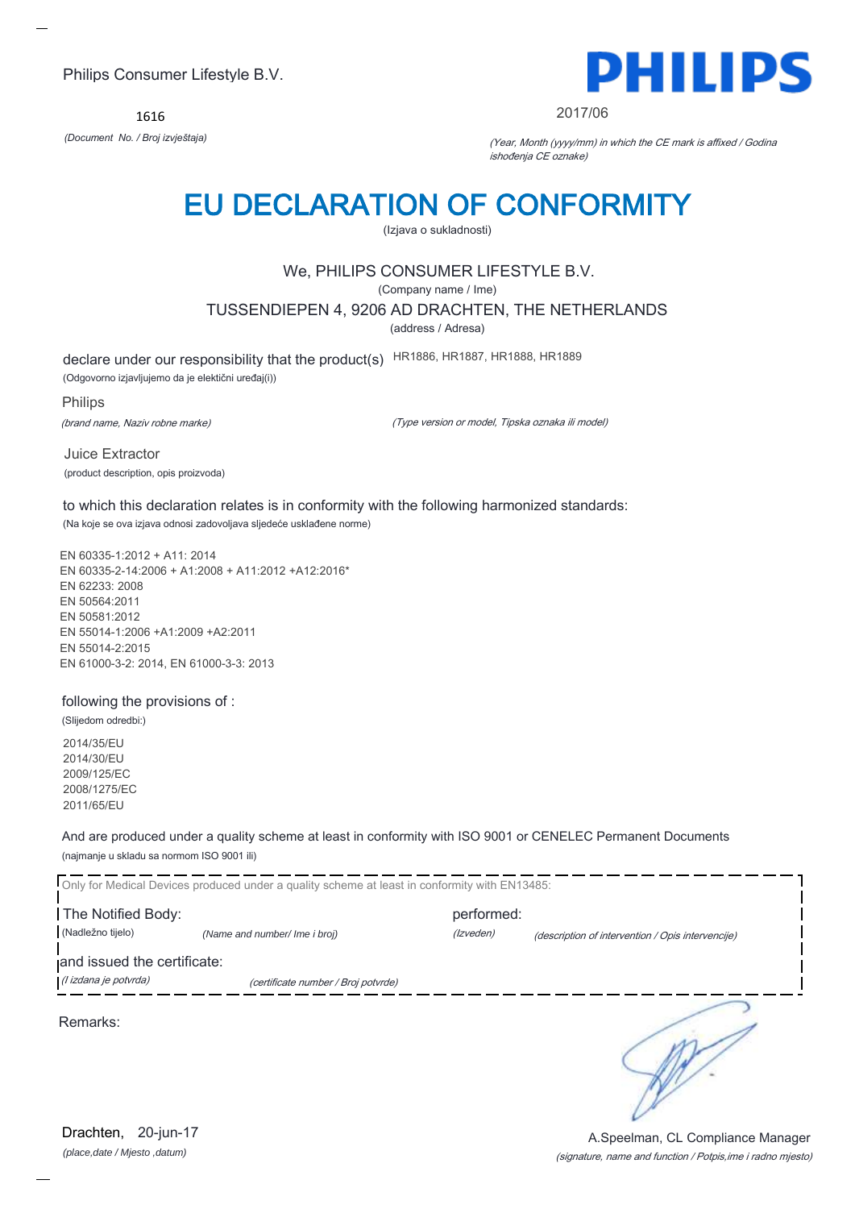Philips Consumer Lifestyle B.V.

**PHILIPS**

1616

*(Document No. / Broj izvještaja)*

2017/06

*(Year, Month (yyyy/mm) in which the CE mark is affixed / Godina ishođenja CE oznake)*

# EU DECLARATION OF CONFORMITY

(Izjava o sukladnosti)

We, PHILIPS CONSUMER LIFESTYLE B.V.

(Company name / Ime)

TUSSENDIEPEN 4, 9206 AD DRACHTEN, THE NETHERLANDS

(address / Adresa)

declare under our responsibility that the product(s) HR1886, HR1887, HR1888, HR1889

(Odgovorno izjavljujemo da je elektični uređaj(i))

Philips

*(brand name, Naziv robne marke)* *(Type version or model, Tipska oznaka ili model)*

Juice Extractor

(product description, opis proizvoda)

to which this declaration relates is in conformity with the following harmonized standards:

(Na koje se ova izjava odnosi zadovoljava sljedeće usklađene norme)

EN 60335-1:2012 + A11: 2014
EN 60335-2-14:2006 + A1:2008 + A11:2012 +A12:2016*
EN 62233: 2008
EN 50564:2011
EN 50581:2012
EN 55014-1:2006 +A1:2009 +A2:2011
EN 55014-2:2015
EN 61000-3-2: 2014, EN 61000-3-3: 2013

following the provisions of :

(Slijedom odredbi:)

2014/35/EU
2014/30/EU
2009/125/EC
2008/1275/EC
2011/65/EU

And are produced under a quality scheme at least in conformity with ISO 9001 or CENELEC Permanent Documents

(najmanje u skladu sa normom ISO 9001 ili)

Only for Medical Devices produced under a quality scheme at least in conformity with EN13485:

The Notified Body: performed:

(Nadležno tijelo) *(Name and number/ Ime i broj)* *(Izveden)* *(description of intervention / Opis intervencije)*

and issued the certificate:

*(I izdana je potvrda)* *(certificate number / Broj potvrde)*

Remarks:

Drachten, 20-jun-17

*(place,date / Mjesto ,datum)*

A.Speelman, CL Compliance Manager

*(signature, name and function / Potpis,ime i radno mjesto)*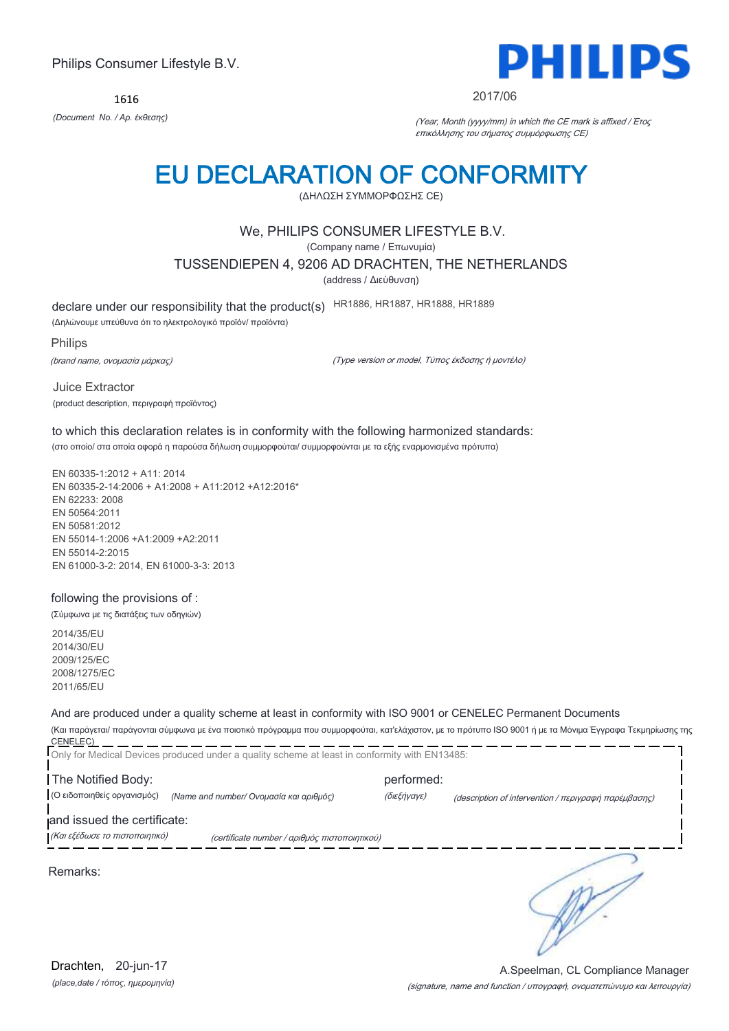Philips Consumer Lifestyle B.V.

**PHILIPS**

1616

*(Document No. / Αρ. έκθεσης)*

2017/06

*(Year, Month (yyyy/mm) in which the CE mark is affixed / Έτος επικόλλησης του σήματος συμμόρφωσης CE)*

# EU DECLARATION OF CONFORMITY

(ΔΗΛΩΣΗ ΣΥΜΜΟΡΦΩΣΗΣ CE)

We, PHILIPS CONSUMER LIFESTYLE B.V.

(Company name / Επωνυμία)

TUSSENDIEPEN 4, 9206 AD DRACHTEN, THE NETHERLANDS

(address / Διεύθυνση)

declare under our responsibility that the product(s) HR1886, HR1887, HR1888, HR1889

(Δηλώνουμε υπεύθυνα ότι το ηλεκτρολογικό προϊόν/ προϊόντα)

Philips

*(brand name, ονομασία μάρκας)* *(Type version or model, Τύπος έκδοσης ή μοντέλο)*

Juice Extractor

(product description, περιγραφή προϊόντος)

to which this declaration relates is in conformity with the following harmonized standards:

(στο οποίο/ στα οποία αφορά η παρούσα δήλωση συμμορφούται/ συμμορφούνται με τα εξής εναρμονισμένα πρότυπα)

EN 60335-1:2012 + A11: 2014
EN 60335-2-14:2006 + A1:2008 + A11:2012 +A12:2016*
EN 62233: 2008
EN 50564:2011
EN 50581:2012
EN 55014-1:2006 +A1:2009 +A2:2011
EN 55014-2:2015
EN 61000-3-2: 2014, EN 61000-3-3: 2013

following the provisions of :

(Σύμφωνα με τις διατάξεις των οδηγιών)

2014/35/EU
2014/30/EU
2009/125/EC
2008/1275/EC
2011/65/EU

And are produced under a quality scheme at least in conformity with ISO 9001 or CENELEC Permanent Documents

(Και παράγεται/ παράγονται σύμφωνα με ένα ποιοτικό πρόγραμμα που συμμορφούται, κατ'ελάχιστον, με το πρότυπο ISO 9001 ή με τα Μόνιμα Έγγραφα Τεκμηρίωσης της CENELEC)

Only for Medical Devices produced under a quality scheme at least in conformity with EN13485:

The Notified Body: performed:

(Ο ειδοποιηθείς οργανισμός) *(Name and number/ Ονομασία και αριθμός)* *(διεξήγαγε)* *(description of intervention / περιγραφή παρέμβασης)*

and issued the certificate:

*(Και εξέδωσε το πιστοποιητικό)* *(certificate number / αριθμός πιστοποιητικού)*

Remarks:

Drachten, 20-jun-17

*(place,date / τόπος, ημερομηνία)*

A.Speelman, CL Compliance Manager

*(signature, name and function / υπογραφή, ονοματεπώνυμο και λειτουργία)*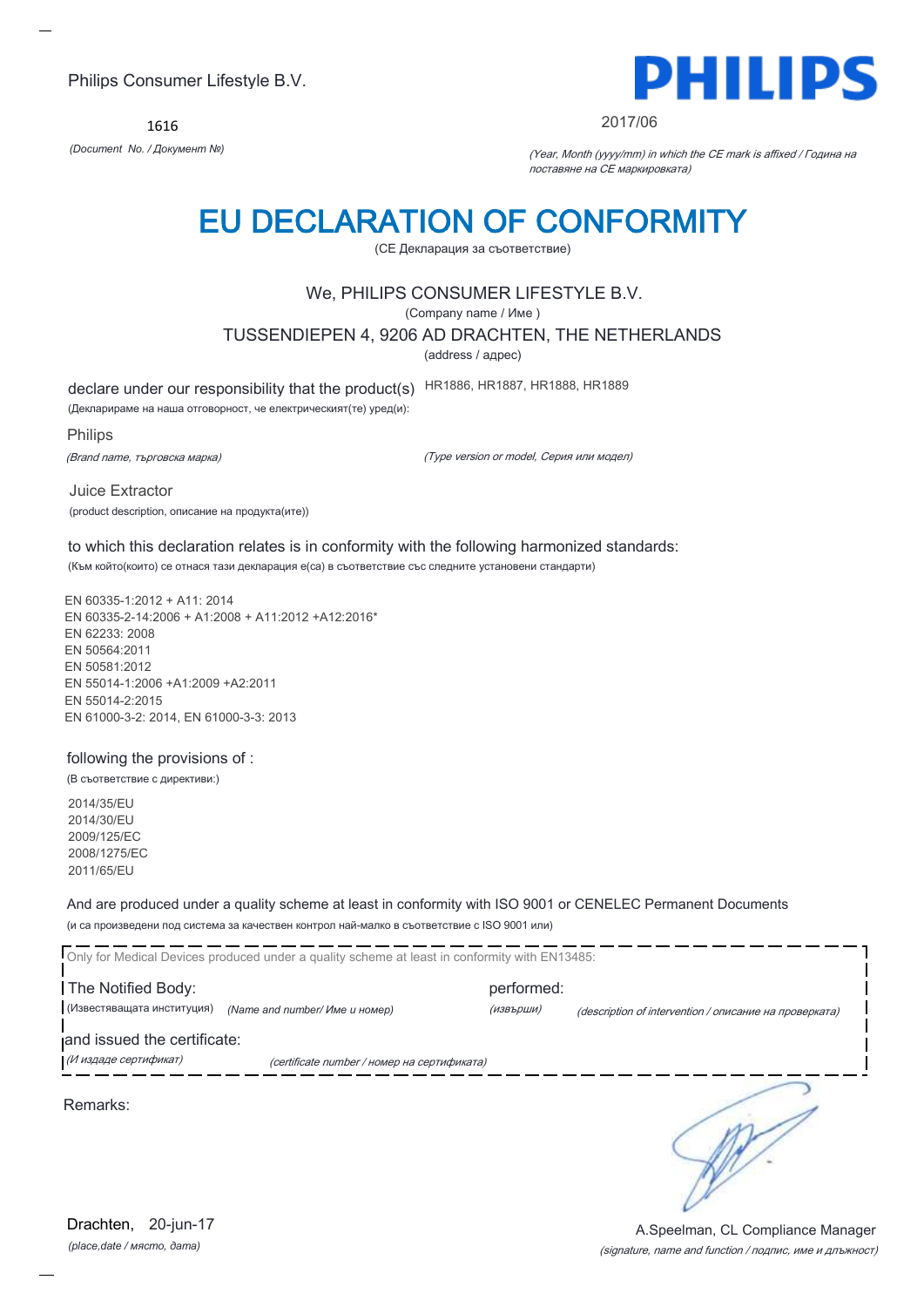Philips Consumer Lifestyle B.V.

1616

*(Document No. / Документ №)*

PHILIPS

2017/06

*(Year, Month (yyyy/mm) in which the CE mark is affixed / Година на поставяне на CE маркировката)*

# EU DECLARATION OF CONFORMITY

(CE Декларация за съответствие)

We, PHILIPS CONSUMER LIFESTYLE B.V.

(Company name / Име )

TUSSENDIEPEN 4, 9206 AD DRACHTEN, THE NETHERLANDS

(address / адрес)

declare under our responsibility that the product(s) HR1886, HR1887, HR1888, HR1889

(Декларираме на наша отговорност, че електрическият(те) уред(и):

Philips

*(Brand name, търговска марка)*

*(Type version or model, Серия или модел)*

Juice Extractor

(product description, описание на продукта(ите))

to which this declaration relates is in conformity with the following harmonized standards:

(Към който(които) се отнася тази декларация е(са) в съответствие със следните установени стандарти)

EN 60335-1:2012 + A11: 2014
EN 60335-2-14:2006 + A1:2008 + A11:2012 +A12:2016*
EN 62233: 2008
EN 50564:2011
EN 50581:2012
EN 55014-1:2006 +A1:2009 +A2:2011
EN 55014-2:2015
EN 61000-3-2: 2014, EN 61000-3-3: 2013

following the provisions of :

(В съответствие с директиви:)

2014/35/EU
2014/30/EU
2009/125/EC
2008/1275/EC
2011/65/EU

And are produced under a quality scheme at least in conformity with ISO 9001 or CENELEC Permanent Documents

(и са произведени под система за качествен контрол най-малко в съответствие с ISO 9001 или)

Only for Medical Devices produced under a quality scheme at least in conformity with EN13485:

The Notified Body: performed:

(Известяващата институция) *(Name and number/ Име и номер)* *(извърши)* *(description of intervention / описание на проверката)*

and issued the certificate:

*(И издаде сертификат)* *(certificate number / номер на сертификата)*

Remarks:

Drachten, 20-jun-17

*(place,date / място, дата)*

A.Speelman, CL Compliance Manager

*(signature, name and function / подпис, име и длъжност)*